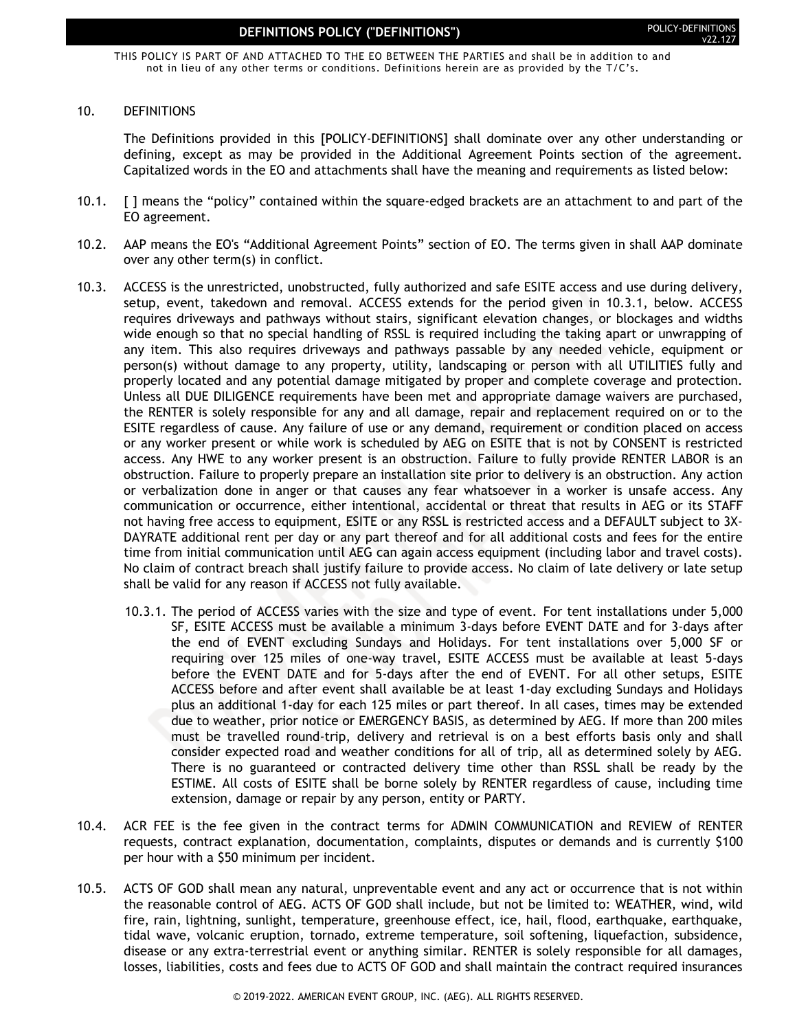# DEFINITIONS POLICY ("DEFINITIONS")

POLICY-DEFINITIONS v22.127

THIS POLICY IS PART OF AND ATTACHED TO THE EO BETWEEN THE PARTIES and shall be in addition to and not in lieu of any other terms or conditions. Definitions herein are as provided by the T/C's.

10. DEFINITIONS

The Definitions provided in this [POLICY-DEFINITIONS] shall dominate over any other understanding or defining, except as may be provided in the Additional Agreement Points section of the agreement. Capitalized words in the EO and attachments shall have the meaning and requirements as listed below:

10.1. [ ] means the "policy" contained within the square-edged brackets are an attachment to and part of the EO agreement.

10.2. AAP means the EO's "Additional Agreement Points" section of EO. The terms given in shall AAP dominate over any other term(s) in conflict.

10.3. ACCESS is the unrestricted, unobstructed, fully authorized and safe ESITE access and use during delivery, setup, event, takedown and removal. ACCESS extends for the period given in 10.3.1, below. ACCESS requires driveways and pathways without stairs, significant elevation changes, or blockages and widths wide enough so that no special handling of RSSL is required including the taking apart or unwrapping of any item. This also requires driveways and pathways passable by any needed vehicle, equipment or person(s) without damage to any property, utility, landscaping or person with all UTILITIES fully and properly located and any potential damage mitigated by proper and complete coverage and protection. Unless all DUE DILIGENCE requirements have been met and appropriate damage waivers are purchased, the RENTER is solely responsible for any and all damage, repair and replacement required on or to the ESITE regardless of cause. Any failure of use or any demand, requirement or condition placed on access or any worker present or while work is scheduled by AEG on ESITE that is not by CONSENT is restricted access. Any HWE to any worker present is an obstruction. Failure to fully provide RENTER LABOR is an obstruction. Failure to properly prepare an installation site prior to delivery is an obstruction. Any action or verbalization done in anger or that causes any fear whatsoever in a worker is unsafe access. Any communication or occurrence, either intentional, accidental or threat that results in AEG or its STAFF not having free access to equipment, ESITE or any RSSL is restricted access and a DEFAULT subject to 3X-DAYRATE additional rent per day or any part thereof and for all additional costs and fees for the entire time from initial communication until AEG can again access equipment (including labor and travel costs). No claim of contract breach shall justify failure to provide access. No claim of late delivery or late setup shall be valid for any reason if ACCESS not fully available.

10.3.1. The period of ACCESS varies with the size and type of event. For tent installations under 5,000 SF, ESITE ACCESS must be available a minimum 3-days before EVENT DATE and for 3-days after the end of EVENT excluding Sundays and Holidays. For tent installations over 5,000 SF or requiring over 125 miles of one-way travel, ESITE ACCESS must be available at least 5-days before the EVENT DATE and for 5-days after the end of EVENT. For all other setups, ESITE ACCESS before and after event shall available be at least 1-day excluding Sundays and Holidays plus an additional 1-day for each 125 miles or part thereof. In all cases, times may be extended due to weather, prior notice or EMERGENCY BASIS, as determined by AEG. If more than 200 miles must be travelled round-trip, delivery and retrieval is on a best efforts basis only and shall consider expected road and weather conditions for all of trip, all as determined solely by AEG. There is no guaranteed or contracted delivery time other than RSSL shall be ready by the ESTIME. All costs of ESITE shall be borne solely by RENTER regardless of cause, including time extension, damage or repair by any person, entity or PARTY.

10.4. ACR FEE is the fee given in the contract terms for ADMIN COMMUNICATION and REVIEW of RENTER requests, contract explanation, documentation, complaints, disputes or demands and is currently $100 per hour with a $50 minimum per incident.

10.5. ACTS OF GOD shall mean any natural, unpreventable event and any act or occurrence that is not within the reasonable control of AEG. ACTS OF GOD shall include, but not be limited to: WEATHER, wind, wild fire, rain, lightning, sunlight, temperature, greenhouse effect, ice, hail, flood, earthquake, earthquake, tidal wave, volcanic eruption, tornado, extreme temperature, soil softening, liquefaction, subsidence, disease or any extra-terrestrial event or anything similar. RENTER is solely responsible for all damages, losses, liabilities, costs and fees due to ACTS OF GOD and shall maintain the contract required insurances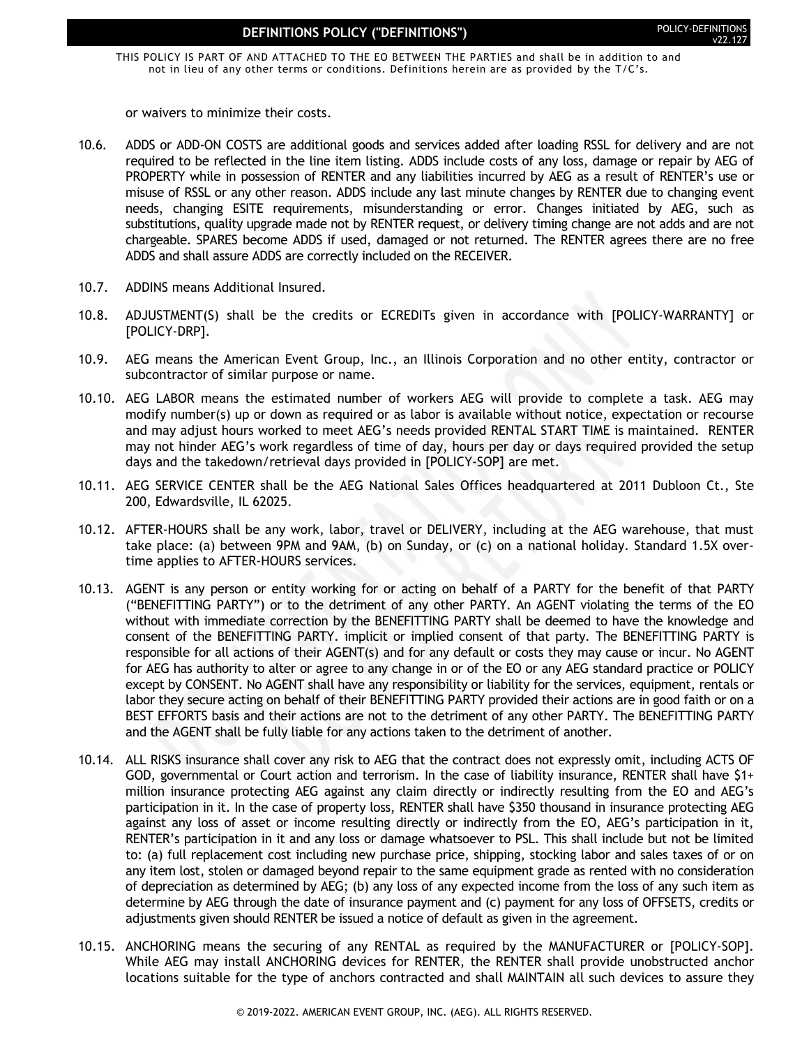or waivers to minimize their costs.

10.6. ADDS or ADD-ON COSTS are additional goods and services added after loading RSSL for delivery and are not required to be reflected in the line item listing. ADDS include costs of any loss, damage or repair by AEG of PROPERTY while in possession of RENTER and any liabilities incurred by AEG as a result of RENTER's use or misuse of RSSL or any other reason. ADDS include any last minute changes by RENTER due to changing event needs, changing ESITE requirements, misunderstanding or error. Changes initiated by AEG, such as substitutions, quality upgrade made not by RENTER request, or delivery timing change are not adds and are not chargeable. SPARES become ADDS if used, damaged or not returned. The RENTER agrees there are no free ADDS and shall assure ADDS are correctly included on the RECEIVER.

10.7. ADDINS means Additional Insured.

10.8. ADJUSTMENT(S) shall be the credits or ECREDITs given in accordance with [POLICY-WARRANTY] or [POLICY-DRP].

10.9. AEG means the American Event Group, Inc., an Illinois Corporation and no other entity, contractor or subcontractor of similar purpose or name.

10.10. AEG LABOR means the estimated number of workers AEG will provide to complete a task. AEG may modify number(s) up or down as required or as labor is available without notice, expectation or recourse and may adjust hours worked to meet AEG's needs provided RENTAL START TIME is maintained. RENTER may not hinder AEG's work regardless of time of day, hours per day or days required provided the setup days and the takedown/retrieval days provided in [POLICY-SOP] are met.

10.11. AEG SERVICE CENTER shall be the AEG National Sales Offices headquartered at 2011 Dubloon Ct., Ste 200, Edwardsville, IL 62025.

10.12. AFTER-HOURS shall be any work, labor, travel or DELIVERY, including at the AEG warehouse, that must take place: (a) between 9PM and 9AM, (b) on Sunday, or (c) on a national holiday. Standard 1.5X over-time applies to AFTER-HOURS services.

10.13. AGENT is any person or entity working for or acting on behalf of a PARTY for the benefit of that PARTY ("BENEFITTING PARTY") or to the detriment of any other PARTY. An AGENT violating the terms of the EO without with immediate correction by the BENEFITTING PARTY shall be deemed to have the knowledge and consent of the BENEFITTING PARTY. implicit or implied consent of that party. The BENEFITTING PARTY is responsible for all actions of their AGENT(s) and for any default or costs they may cause or incur. No AGENT for AEG has authority to alter or agree to any change in or of the EO or any AEG standard practice or POLICY except by CONSENT. No AGENT shall have any responsibility or liability for the services, equipment, rentals or labor they secure acting on behalf of their BENEFITTING PARTY provided their actions are in good faith or on a BEST EFFORTS basis and their actions are not to the detriment of any other PARTY. The BENEFITTING PARTY and the AGENT shall be fully liable for any actions taken to the detriment of another.

10.14. ALL RISKS insurance shall cover any risk to AEG that the contract does not expressly omit, including ACTS OF GOD, governmental or Court action and terrorism. In the case of liability insurance, RENTER shall have $1+ million insurance protecting AEG against any claim directly or indirectly resulting from the EO and AEG's participation in it. In the case of property loss, RENTER shall have $350 thousand in insurance protecting AEG against any loss of asset or income resulting directly or indirectly from the EO, AEG's participation in it, RENTER's participation in it and any loss or damage whatsoever to PSL. This shall include but not be limited to: (a) full replacement cost including new purchase price, shipping, stocking labor and sales taxes of or on any item lost, stolen or damaged beyond repair to the same equipment grade as rented with no consideration of depreciation as determined by AEG; (b) any loss of any expected income from the loss of any such item as determine by AEG through the date of insurance payment and (c) payment for any loss of OFFSETS, credits or adjustments given should RENTER be issued a notice of default as given in the agreement.

10.15. ANCHORING means the securing of any RENTAL as required by the MANUFACTURER or [POLICY-SOP]. While AEG may install ANCHORING devices for RENTER, the RENTER shall provide unobstructed anchor locations suitable for the type of anchors contracted and shall MAINTAIN all such devices to assure they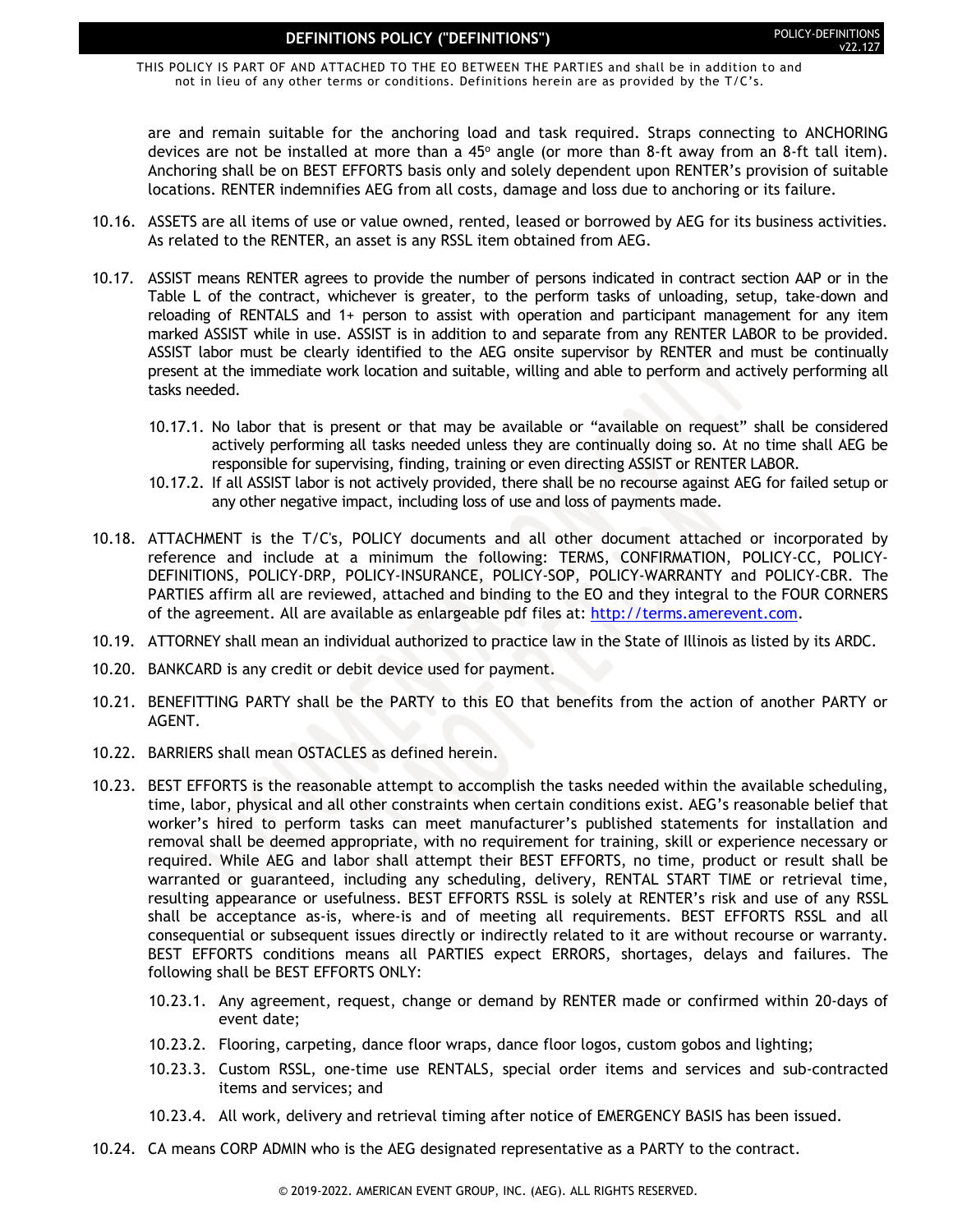are and remain suitable for the anchoring load and task required. Straps connecting to ANCHORING devices are not be installed at more than a 45º angle (or more than 8-ft away from an 8-ft tall item). Anchoring shall be on BEST EFFORTS basis only and solely dependent upon RENTER's provision of suitable locations. RENTER indemnifies AEG from all costs, damage and loss due to anchoring or its failure.

10.16. ASSETS are all items of use or value owned, rented, leased or borrowed by AEG for its business activities. As related to the RENTER, an asset is any RSSL item obtained from AEG.

10.17. ASSIST means RENTER agrees to provide the number of persons indicated in contract section AAP or in the Table L of the contract, whichever is greater, to the perform tasks of unloading, setup, take-down and reloading of RENTALS and 1+ person to assist with operation and participant management for any item marked ASSIST while in use. ASSIST is in addition to and separate from any RENTER LABOR to be provided. ASSIST labor must be clearly identified to the AEG onsite supervisor by RENTER and must be continually present at the immediate work location and suitable, willing and able to perform and actively performing all tasks needed.

10.17.1. No labor that is present or that may be available or "available on request" shall be considered actively performing all tasks needed unless they are continually doing so. At no time shall AEG be responsible for supervising, finding, training or even directing ASSIST or RENTER LABOR.

10.17.2. If all ASSIST labor is not actively provided, there shall be no recourse against AEG for failed setup or any other negative impact, including loss of use and loss of payments made.

10.18. ATTACHMENT is the T/C's, POLICY documents and all other document attached or incorporated by reference and include at a minimum the following: TERMS, CONFIRMATION, POLICY-CC, POLICY-DEFINITIONS, POLICY-DRP, POLICY-INSURANCE, POLICY-SOP, POLICY-WARRANTY and POLICY-CBR. The PARTIES affirm all are reviewed, attached and binding to the EO and they integral to the FOUR CORNERS of the agreement. All are available as enlargeable pdf files at: http://terms.amerevent.com.

10.19. ATTORNEY shall mean an individual authorized to practice law in the State of Illinois as listed by its ARDC.

10.20. BANKCARD is any credit or debit device used for payment.

10.21. BENEFITTING PARTY shall be the PARTY to this EO that benefits from the action of another PARTY or AGENT.

10.22. BARRIERS shall mean OSTACLES as defined herein.

10.23. BEST EFFORTS is the reasonable attempt to accomplish the tasks needed within the available scheduling, time, labor, physical and all other constraints when certain conditions exist. AEG's reasonable belief that worker's hired to perform tasks can meet manufacturer's published statements for installation and removal shall be deemed appropriate, with no requirement for training, skill or experience necessary or required. While AEG and labor shall attempt their BEST EFFORTS, no time, product or result shall be warranted or guaranteed, including any scheduling, delivery, RENTAL START TIME or retrieval time, resulting appearance or usefulness. BEST EFFORTS RSSL is solely at RENTER's risk and use of any RSSL shall be acceptance as-is, where-is and of meeting all requirements. BEST EFFORTS RSSL and all consequential or subsequent issues directly or indirectly related to it are without recourse or warranty. BEST EFFORTS conditions means all PARTIES expect ERRORS, shortages, delays and failures. The following shall be BEST EFFORTS ONLY:

10.23.1. Any agreement, request, change or demand by RENTER made or confirmed within 20-days of event date;

10.23.2. Flooring, carpeting, dance floor wraps, dance floor logos, custom gobos and lighting;

10.23.3. Custom RSSL, one-time use RENTALS, special order items and services and sub-contracted items and services; and

10.23.4. All work, delivery and retrieval timing after notice of EMERGENCY BASIS has been issued.

10.24. CA means CORP ADMIN who is the AEG designated representative as a PARTY to the contract.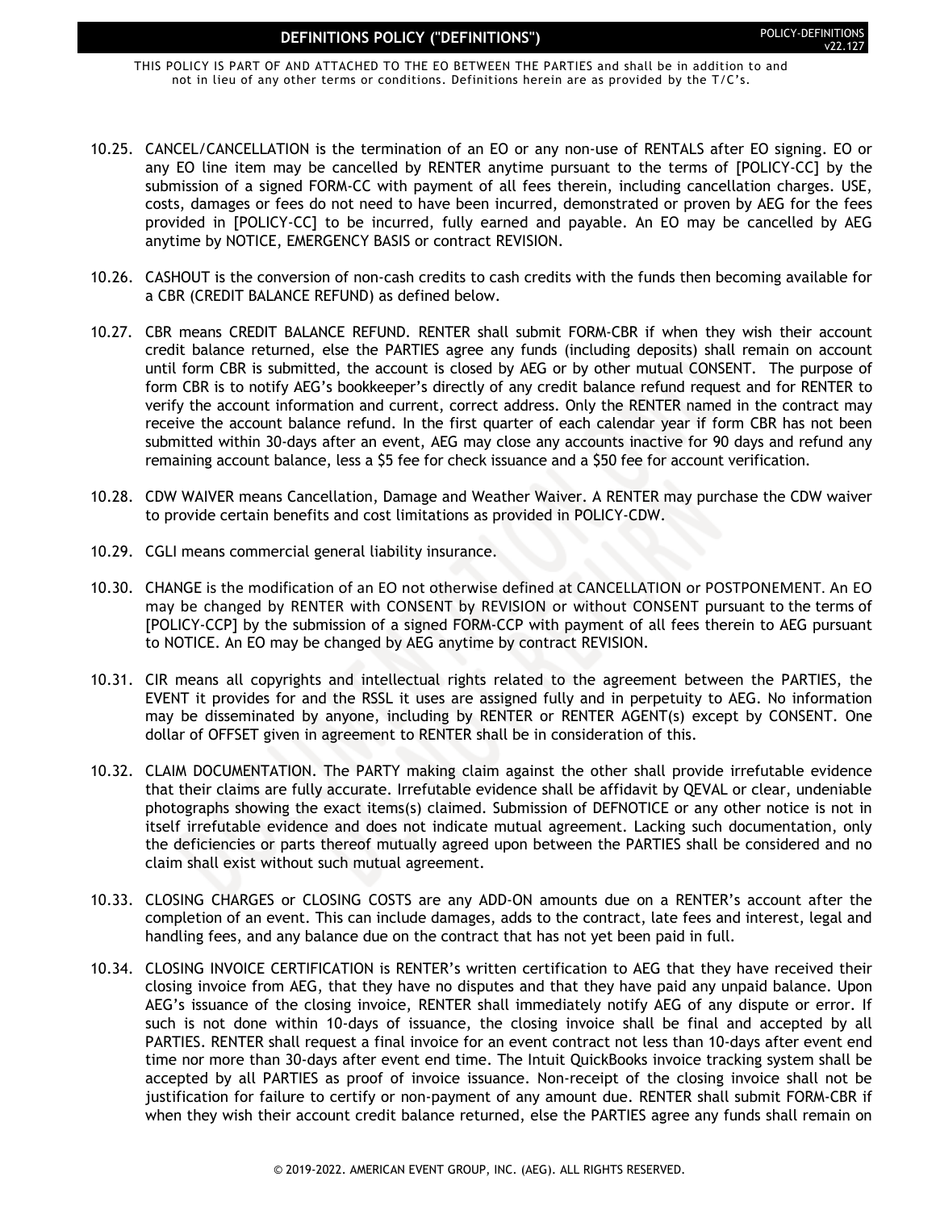10.25. CANCEL/CANCELLATION is the termination of an EO or any non-use of RENTALS after EO signing. EO or any EO line item may be cancelled by RENTER anytime pursuant to the terms of [POLICY-CC] by the submission of a signed FORM-CC with payment of all fees therein, including cancellation charges. USE, costs, damages or fees do not need to have been incurred, demonstrated or proven by AEG for the fees provided in [POLICY-CC] to be incurred, fully earned and payable. An EO may be cancelled by AEG anytime by NOTICE, EMERGENCY BASIS or contract REVISION.

10.26. CASHOUT is the conversion of non-cash credits to cash credits with the funds then becoming available for a CBR (CREDIT BALANCE REFUND) as defined below.

10.27. CBR means CREDIT BALANCE REFUND. RENTER shall submit FORM-CBR if when they wish their account credit balance returned, else the PARTIES agree any funds (including deposits) shall remain on account until form CBR is submitted, the account is closed by AEG or by other mutual CONSENT. The purpose of form CBR is to notify AEG's bookkeeper's directly of any credit balance refund request and for RENTER to verify the account information and current, correct address. Only the RENTER named in the contract may receive the account balance refund. In the first quarter of each calendar year if form CBR has not been submitted within 30-days after an event, AEG may close any accounts inactive for 90 days and refund any remaining account balance, less a $5 fee for check issuance and a $50 fee for account verification.

10.28. CDW WAIVER means Cancellation, Damage and Weather Waiver. A RENTER may purchase the CDW waiver to provide certain benefits and cost limitations as provided in POLICY-CDW.

10.29. CGLI means commercial general liability insurance.

10.30. CHANGE is the modification of an EO not otherwise defined at CANCELLATION or POSTPONEMENT. An EO may be changed by RENTER with CONSENT by REVISION or without CONSENT pursuant to the terms of [POLICY-CCP] by the submission of a signed FORM-CCP with payment of all fees therein to AEG pursuant to NOTICE. An EO may be changed by AEG anytime by contract REVISION.

10.31. CIR means all copyrights and intellectual rights related to the agreement between the PARTIES, the EVENT it provides for and the RSSL it uses are assigned fully and in perpetuity to AEG. No information may be disseminated by anyone, including by RENTER or RENTER AGENT(s) except by CONSENT. One dollar of OFFSET given in agreement to RENTER shall be in consideration of this.

10.32. CLAIM DOCUMENTATION. The PARTY making claim against the other shall provide irrefutable evidence that their claims are fully accurate. Irrefutable evidence shall be affidavit by QEVAL or clear, undeniable photographs showing the exact items(s) claimed. Submission of DEFNOTICE or any other notice is not in itself irrefutable evidence and does not indicate mutual agreement. Lacking such documentation, only the deficiencies or parts thereof mutually agreed upon between the PARTIES shall be considered and no claim shall exist without such mutual agreement.

10.33. CLOSING CHARGES or CLOSING COSTS are any ADD-ON amounts due on a RENTER's account after the completion of an event. This can include damages, adds to the contract, late fees and interest, legal and handling fees, and any balance due on the contract that has not yet been paid in full.

10.34. CLOSING INVOICE CERTIFICATION is RENTER's written certification to AEG that they have received their closing invoice from AEG, that they have no disputes and that they have paid any unpaid balance. Upon AEG's issuance of the closing invoice, RENTER shall immediately notify AEG of any dispute or error. If such is not done within 10-days of issuance, the closing invoice shall be final and accepted by all PARTIES. RENTER shall request a final invoice for an event contract not less than 10-days after event end time nor more than 30-days after event end time. The Intuit QuickBooks invoice tracking system shall be accepted by all PARTIES as proof of invoice issuance. Non-receipt of the closing invoice shall not be justification for failure to certify or non-payment of any amount due. RENTER shall submit FORM-CBR if when they wish their account credit balance returned, else the PARTIES agree any funds shall remain on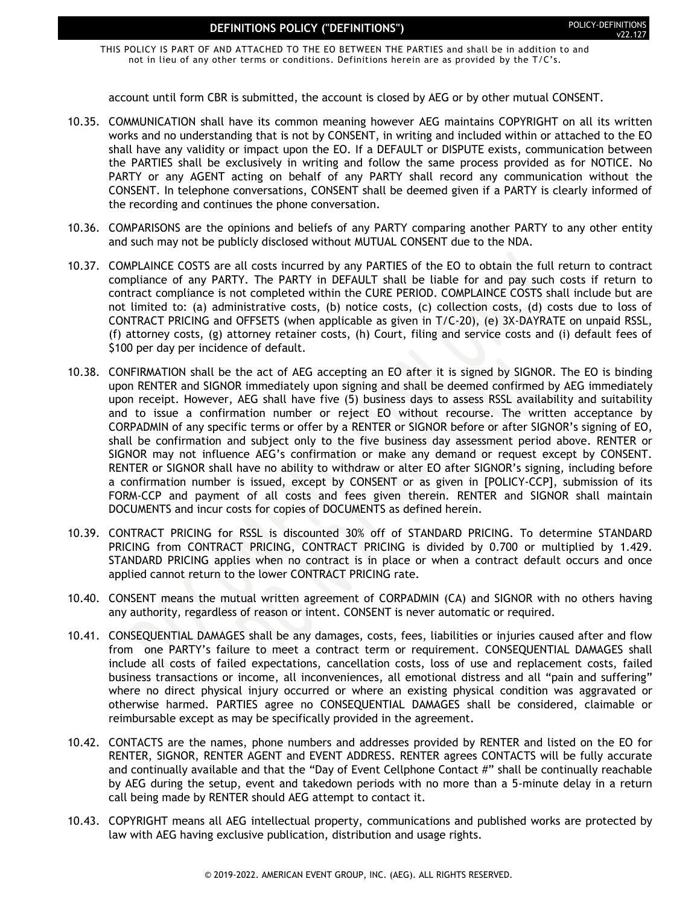account until form CBR is submitted, the account is closed by AEG or by other mutual CONSENT.

10.35. COMMUNICATION shall have its common meaning however AEG maintains COPYRIGHT on all its written works and no understanding that is not by CONSENT, in writing and included within or attached to the EO shall have any validity or impact upon the EO. If a DEFAULT or DISPUTE exists, communication between the PARTIES shall be exclusively in writing and follow the same process provided as for NOTICE. No PARTY or any AGENT acting on behalf of any PARTY shall record any communication without the CONSENT. In telephone conversations, CONSENT shall be deemed given if a PARTY is clearly informed of the recording and continues the phone conversation.

10.36. COMPARISONS are the opinions and beliefs of any PARTY comparing another PARTY to any other entity and such may not be publicly disclosed without MUTUAL CONSENT due to the NDA.

10.37. COMPLAINCE COSTS are all costs incurred by any PARTIES of the EO to obtain the full return to contract compliance of any PARTY. The PARTY in DEFAULT shall be liable for and pay such costs if return to contract compliance is not completed within the CURE PERIOD. COMPLAINCE COSTS shall include but are not limited to: (a) administrative costs, (b) notice costs, (c) collection costs, (d) costs due to loss of CONTRACT PRICING and OFFSETS (when applicable as given in T/C-20), (e) 3X-DAYRATE on unpaid RSSL, (f) attorney costs, (g) attorney retainer costs, (h) Court, filing and service costs and (i) default fees of $100 per day per incidence of default.

10.38. CONFIRMATION shall be the act of AEG accepting an EO after it is signed by SIGNOR. The EO is binding upon RENTER and SIGNOR immediately upon signing and shall be deemed confirmed by AEG immediately upon receipt. However, AEG shall have five (5) business days to assess RSSL availability and suitability and to issue a confirmation number or reject EO without recourse. The written acceptance by CORPADMIN of any specific terms or offer by a RENTER or SIGNOR before or after SIGNOR's signing of EO, shall be confirmation and subject only to the five business day assessment period above. RENTER or SIGNOR may not influence AEG's confirmation or make any demand or request except by CONSENT. RENTER or SIGNOR shall have no ability to withdraw or alter EO after SIGNOR's signing, including before a confirmation number is issued, except by CONSENT or as given in [POLICY-CCP], submission of its FORM-CCP and payment of all costs and fees given therein. RENTER and SIGNOR shall maintain DOCUMENTS and incur costs for copies of DOCUMENTS as defined herein.

10.39. CONTRACT PRICING for RSSL is discounted 30% off of STANDARD PRICING. To determine STANDARD PRICING from CONTRACT PRICING, CONTRACT PRICING is divided by 0.700 or multiplied by 1.429. STANDARD PRICING applies when no contract is in place or when a contract default occurs and once applied cannot return to the lower CONTRACT PRICING rate.

10.40. CONSENT means the mutual written agreement of CORPADMIN (CA) and SIGNOR with no others having any authority, regardless of reason or intent. CONSENT is never automatic or required.

10.41. CONSEQUENTIAL DAMAGES shall be any damages, costs, fees, liabilities or injuries caused after and flow from one PARTY's failure to meet a contract term or requirement. CONSEQUENTIAL DAMAGES shall include all costs of failed expectations, cancellation costs, loss of use and replacement costs, failed business transactions or income, all inconveniences, all emotional distress and all "pain and suffering" where no direct physical injury occurred or where an existing physical condition was aggravated or otherwise harmed. PARTIES agree no CONSEQUENTIAL DAMAGES shall be considered, claimable or reimbursable except as may be specifically provided in the agreement.

10.42. CONTACTS are the names, phone numbers and addresses provided by RENTER and listed on the EO for RENTER, SIGNOR, RENTER AGENT and EVENT ADDRESS. RENTER agrees CONTACTS will be fully accurate and continually available and that the "Day of Event Cellphone Contact #" shall be continually reachable by AEG during the setup, event and takedown periods with no more than a 5-minute delay in a return call being made by RENTER should AEG attempt to contact it.

10.43. COPYRIGHT means all AEG intellectual property, communications and published works are protected by law with AEG having exclusive publication, distribution and usage rights.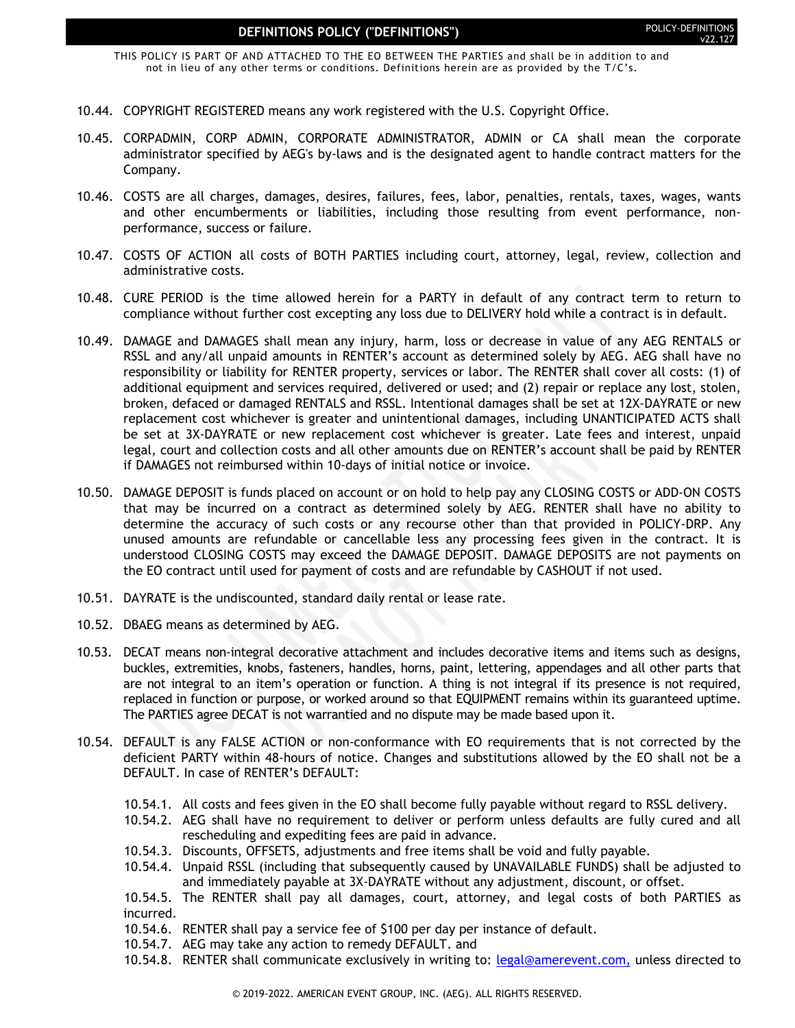# DEFINITIONS POLICY ("DEFINITIONS")

THIS POLICY IS PART OF AND ATTACHED TO THE EO BETWEEN THE PARTIES and shall be in addition to and not in lieu of any other terms or conditions. Definitions herein are as provided by the T/C's.

10.44. COPYRIGHT REGISTERED means any work registered with the U.S. Copyright Office.

10.45. CORPADMIN, CORP ADMIN, CORPORATE ADMINISTRATOR, ADMIN or CA shall mean the corporate administrator specified by AEG's by-laws and is the designated agent to handle contract matters for the Company.

10.46. COSTS are all charges, damages, desires, failures, fees, labor, penalties, rentals, taxes, wages, wants and other encumberments or liabilities, including those resulting from event performance, non-performance, success or failure.

10.47. COSTS OF ACTION all costs of BOTH PARTIES including court, attorney, legal, review, collection and administrative costs.

10.48. CURE PERIOD is the time allowed herein for a PARTY in default of any contract term to return to compliance without further cost excepting any loss due to DELIVERY hold while a contract is in default.

10.49. DAMAGE and DAMAGES shall mean any injury, harm, loss or decrease in value of any AEG RENTALS or RSSL and any/all unpaid amounts in RENTER's account as determined solely by AEG. AEG shall have no responsibility or liability for RENTER property, services or labor. The RENTER shall cover all costs: (1) of additional equipment and services required, delivered or used; and (2) repair or replace any lost, stolen, broken, defaced or damaged RENTALS and RSSL. Intentional damages shall be set at 12X-DAYRATE or new replacement cost whichever is greater and unintentional damages, including UNANTICIPATED ACTS shall be set at 3X-DAYRATE or new replacement cost whichever is greater. Late fees and interest, unpaid legal, court and collection costs and all other amounts due on RENTER's account shall be paid by RENTER if DAMAGES not reimbursed within 10-days of initial notice or invoice.

10.50. DAMAGE DEPOSIT is funds placed on account or on hold to help pay any CLOSING COSTS or ADD-ON COSTS that may be incurred on a contract as determined solely by AEG. RENTER shall have no ability to determine the accuracy of such costs or any recourse other than that provided in POLICY-DRP. Any unused amounts are refundable or cancellable less any processing fees given in the contract. It is understood CLOSING COSTS may exceed the DAMAGE DEPOSIT. DAMAGE DEPOSITS are not payments on the EO contract until used for payment of costs and are refundable by CASHOUT if not used.

10.51. DAYRATE is the undiscounted, standard daily rental or lease rate.

10.52. DBAEG means as determined by AEG.

10.53. DECAT means non-integral decorative attachment and includes decorative items and items such as designs, buckles, extremities, knobs, fasteners, handles, horns, paint, lettering, appendages and all other parts that are not integral to an item's operation or function. A thing is not integral if its presence is not required, replaced in function or purpose, or worked around so that EQUIPMENT remains within its guaranteed uptime. The PARTIES agree DECAT is not warrantied and no dispute may be made based upon it.

10.54. DEFAULT is any FALSE ACTION or non-conformance with EO requirements that is not corrected by the deficient PARTY within 48-hours of notice. Changes and substitutions allowed by the EO shall not be a DEFAULT. In case of RENTER's DEFAULT:

10.54.1. All costs and fees given in the EO shall become fully payable without regard to RSSL delivery.
10.54.2. AEG shall have no requirement to deliver or perform unless defaults are fully cured and all rescheduling and expediting fees are paid in advance.
10.54.3. Discounts, OFFSETS, adjustments and free items shall be void and fully payable.
10.54.4. Unpaid RSSL (including that subsequently caused by UNAVAILABLE FUNDS) shall be adjusted to and immediately payable at 3X-DAYRATE without any adjustment, discount, or offset.
10.54.5. The RENTER shall pay all damages, court, attorney, and legal costs of both PARTIES as incurred.
10.54.6. RENTER shall pay a service fee of $100 per day per instance of default.
10.54.7. AEG may take any action to remedy DEFAULT. and
10.54.8. RENTER shall communicate exclusively in writing to: legal@amerevent.com, unless directed to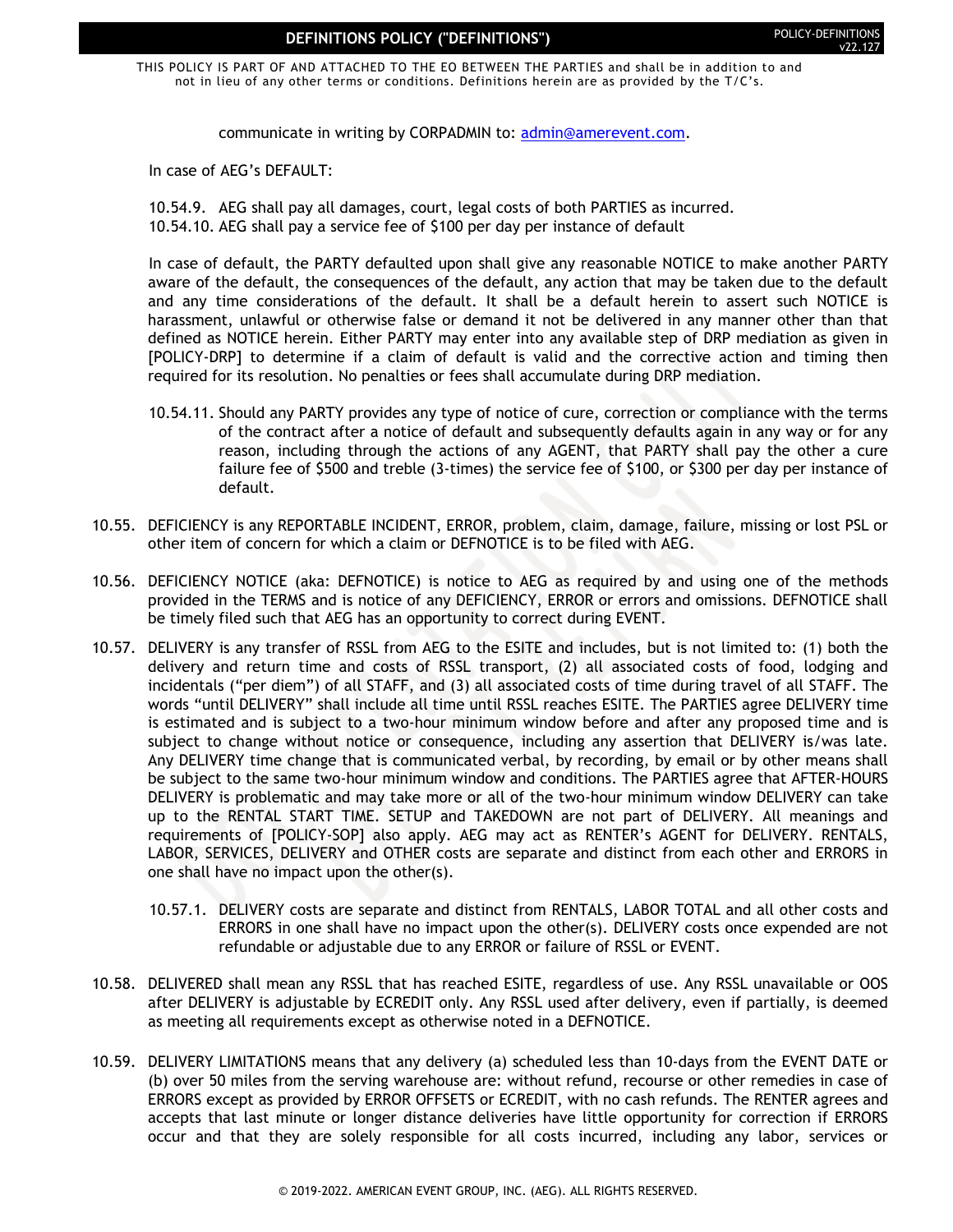communicate in writing by CORPADMIN to: admin@amerevent.com.

In case of AEG's DEFAULT:

10.54.9. AEG shall pay all damages, court, legal costs of both PARTIES as incurred.
10.54.10. AEG shall pay a service fee of $100 per day per instance of default

In case of default, the PARTY defaulted upon shall give any reasonable NOTICE to make another PARTY aware of the default, the consequences of the default, any action that may be taken due to the default and any time considerations of the default. It shall be a default herein to assert such NOTICE is harassment, unlawful or otherwise false or demand it not be delivered in any manner other than that defined as NOTICE herein. Either PARTY may enter into any available step of DRP mediation as given in [POLICY-DRP] to determine if a claim of default is valid and the corrective action and timing then required for its resolution. No penalties or fees shall accumulate during DRP mediation.

10.54.11. Should any PARTY provides any type of notice of cure, correction or compliance with the terms of the contract after a notice of default and subsequently defaults again in any way or for any reason, including through the actions of any AGENT, that PARTY shall pay the other a cure failure fee of $500 and treble (3-times) the service fee of $100, or $300 per day per instance of default.

10.55. DEFICIENCY is any REPORTABLE INCIDENT, ERROR, problem, claim, damage, failure, missing or lost PSL or other item of concern for which a claim or DEFNOTICE is to be filed with AEG.

10.56. DEFICIENCY NOTICE (aka: DEFNOTICE) is notice to AEG as required by and using one of the methods provided in the TERMS and is notice of any DEFICIENCY, ERROR or errors and omissions. DEFNOTICE shall be timely filed such that AEG has an opportunity to correct during EVENT.

10.57. DELIVERY is any transfer of RSSL from AEG to the ESITE and includes, but is not limited to: (1) both the delivery and return time and costs of RSSL transport, (2) all associated costs of food, lodging and incidentals ("per diem") of all STAFF, and (3) all associated costs of time during travel of all STAFF. The words "until DELIVERY" shall include all time until RSSL reaches ESITE. The PARTIES agree DELIVERY time is estimated and is subject to a two-hour minimum window before and after any proposed time and is subject to change without notice or consequence, including any assertion that DELIVERY is/was late. Any DELIVERY time change that is communicated verbal, by recording, by email or by other means shall be subject to the same two-hour minimum window and conditions. The PARTIES agree that AFTER-HOURS DELIVERY is problematic and may take more or all of the two-hour minimum window DELIVERY can take up to the RENTAL START TIME. SETUP and TAKEDOWN are not part of DELIVERY. All meanings and requirements of [POLICY-SOP] also apply. AEG may act as RENTER's AGENT for DELIVERY. RENTALS, LABOR, SERVICES, DELIVERY and OTHER costs are separate and distinct from each other and ERRORS in one shall have no impact upon the other(s).

10.57.1. DELIVERY costs are separate and distinct from RENTALS, LABOR TOTAL and all other costs and ERRORS in one shall have no impact upon the other(s). DELIVERY costs once expended are not refundable or adjustable due to any ERROR or failure of RSSL or EVENT.

10.58. DELIVERED shall mean any RSSL that has reached ESITE, regardless of use. Any RSSL unavailable or OOS after DELIVERY is adjustable by ECREDIT only. Any RSSL used after delivery, even if partially, is deemed as meeting all requirements except as otherwise noted in a DEFNOTICE.

10.59. DELIVERY LIMITATIONS means that any delivery (a) scheduled less than 10-days from the EVENT DATE or (b) over 50 miles from the serving warehouse are: without refund, recourse or other remedies in case of ERRORS except as provided by ERROR OFFSETS or ECREDIT, with no cash refunds. The RENTER agrees and accepts that last minute or longer distance deliveries have little opportunity for correction if ERRORS occur and that they are solely responsible for all costs incurred, including any labor, services or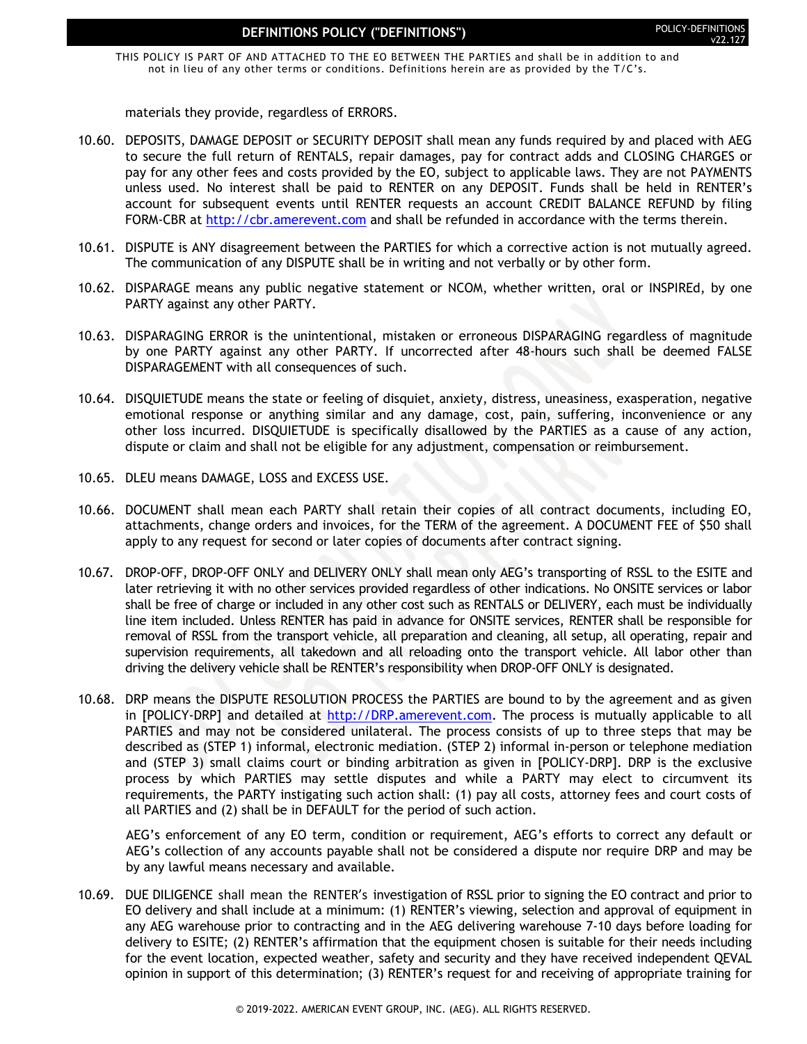materials they provide, regardless of ERRORS.

10.60. DEPOSITS, DAMAGE DEPOSIT or SECURITY DEPOSIT shall mean any funds required by and placed with AEG to secure the full return of RENTALS, repair damages, pay for contract adds and CLOSING CHARGES or pay for any other fees and costs provided by the EO, subject to applicable laws. They are not PAYMENTS unless used. No interest shall be paid to RENTER on any DEPOSIT. Funds shall be held in RENTER's account for subsequent events until RENTER requests an account CREDIT BALANCE REFUND by filing FORM-CBR at http://cbr.amerevent.com and shall be refunded in accordance with the terms therein.

10.61. DISPUTE is ANY disagreement between the PARTIES for which a corrective action is not mutually agreed. The communication of any DISPUTE shall be in writing and not verbally or by other form.

10.62. DISPARAGE means any public negative statement or NCOM, whether written, oral or INSPIREd, by one PARTY against any other PARTY.

10.63. DISPARAGING ERROR is the unintentional, mistaken or erroneous DISPARAGING regardless of magnitude by one PARTY against any other PARTY. If uncorrected after 48-hours such shall be deemed FALSE DISPARAGEMENT with all consequences of such.

10.64. DISQUIETUDE means the state or feeling of disquiet, anxiety, distress, uneasiness, exasperation, negative emotional response or anything similar and any damage, cost, pain, suffering, inconvenience or any other loss incurred. DISQUIETUDE is specifically disallowed by the PARTIES as a cause of any action, dispute or claim and shall not be eligible for any adjustment, compensation or reimbursement.

10.65. DLEU means DAMAGE, LOSS and EXCESS USE.

10.66. DOCUMENT shall mean each PARTY shall retain their copies of all contract documents, including EO, attachments, change orders and invoices, for the TERM of the agreement. A DOCUMENT FEE of $50 shall apply to any request for second or later copies of documents after contract signing.

10.67. DROP-OFF, DROP-OFF ONLY and DELIVERY ONLY shall mean only AEG's transporting of RSSL to the ESITE and later retrieving it with no other services provided regardless of other indications. No ONSITE services or labor shall be free of charge or included in any other cost such as RENTALS or DELIVERY, each must be individually line item included. Unless RENTER has paid in advance for ONSITE services, RENTER shall be responsible for removal of RSSL from the transport vehicle, all preparation and cleaning, all setup, all operating, repair and supervision requirements, all takedown and all reloading onto the transport vehicle. All labor other than driving the delivery vehicle shall be RENTER's responsibility when DROP-OFF ONLY is designated.

10.68. DRP means the DISPUTE RESOLUTION PROCESS the PARTIES are bound to by the agreement and as given in [POLICY-DRP] and detailed at http://DRP.amerevent.com. The process is mutually applicable to all PARTIES and may not be considered unilateral. The process consists of up to three steps that may be described as (STEP 1) informal, electronic mediation. (STEP 2) informal in-person or telephone mediation and (STEP 3) small claims court or binding arbitration as given in [POLICY-DRP]. DRP is the exclusive process by which PARTIES may settle disputes and while a PARTY may elect to circumvent its requirements, the PARTY instigating such action shall: (1) pay all costs, attorney fees and court costs of all PARTIES and (2) shall be in DEFAULT for the period of such action.

AEG's enforcement of any EO term, condition or requirement, AEG's efforts to correct any default or AEG's collection of any accounts payable shall not be considered a dispute nor require DRP and may be by any lawful means necessary and available.

10.69. DUE DILIGENCE shall mean the RENTER's investigation of RSSL prior to signing the EO contract and prior to EO delivery and shall include at a minimum: (1) RENTER's viewing, selection and approval of equipment in any AEG warehouse prior to contracting and in the AEG delivering warehouse 7-10 days before loading for delivery to ESITE; (2) RENTER's affirmation that the equipment chosen is suitable for their needs including for the event location, expected weather, safety and security and they have received independent QEVAL opinion in support of this determination; (3) RENTER's request for and receiving of appropriate training for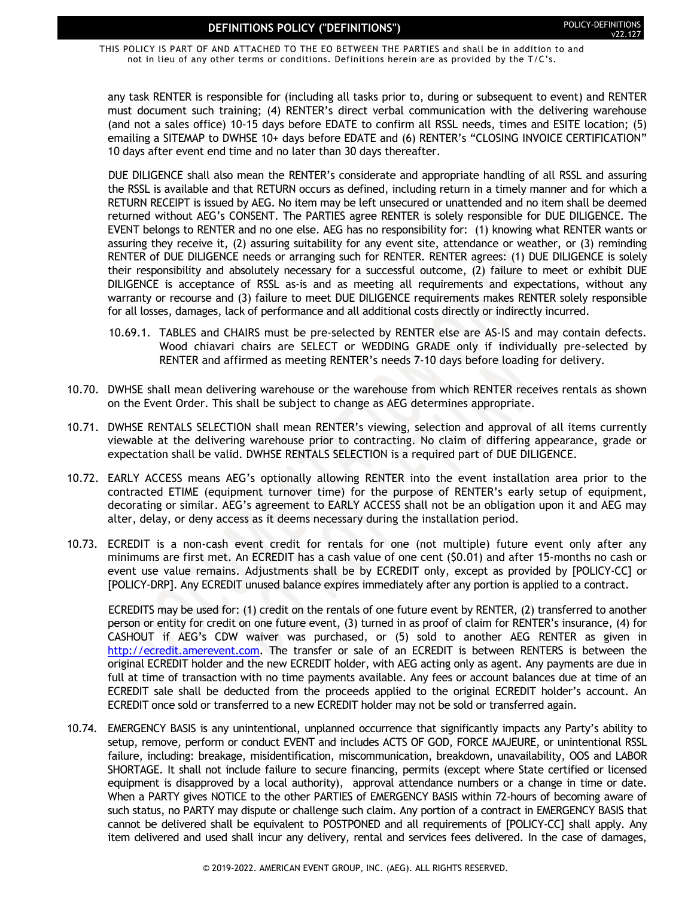any task RENTER is responsible for (including all tasks prior to, during or subsequent to event) and RENTER must document such training; (4) RENTER's direct verbal communication with the delivering warehouse (and not a sales office) 10-15 days before EDATE to confirm all RSSL needs, times and ESITE location; (5) emailing a SITEMAP to DWHSE 10+ days before EDATE and (6) RENTER's "CLOSING INVOICE CERTIFICATION" 10 days after event end time and no later than 30 days thereafter.

DUE DILIGENCE shall also mean the RENTER's considerate and appropriate handling of all RSSL and assuring the RSSL is available and that RETURN occurs as defined, including return in a timely manner and for which a RETURN RECEIPT is issued by AEG. No item may be left unsecured or unattended and no item shall be deemed returned without AEG's CONSENT. The PARTIES agree RENTER is solely responsible for DUE DILIGENCE. The EVENT belongs to RENTER and no one else. AEG has no responsibility for: (1) knowing what RENTER wants or assuring they receive it, (2) assuring suitability for any event site, attendance or weather, or (3) reminding RENTER of DUE DILIGENCE needs or arranging such for RENTER. RENTER agrees: (1) DUE DILIGENCE is solely their responsibility and absolutely necessary for a successful outcome, (2) failure to meet or exhibit DUE DILIGENCE is acceptance of RSSL as-is and as meeting all requirements and expectations, without any warranty or recourse and (3) failure to meet DUE DILIGENCE requirements makes RENTER solely responsible for all losses, damages, lack of performance and all additional costs directly or indirectly incurred.

10.69.1. TABLES and CHAIRS must be pre-selected by RENTER else are AS-IS and may contain defects. Wood chiavari chairs are SELECT or WEDDING GRADE only if individually pre-selected by RENTER and affirmed as meeting RENTER's needs 7-10 days before loading for delivery.

10.70. DWHSE shall mean delivering warehouse or the warehouse from which RENTER receives rentals as shown on the Event Order. This shall be subject to change as AEG determines appropriate.

10.71. DWHSE RENTALS SELECTION shall mean RENTER's viewing, selection and approval of all items currently viewable at the delivering warehouse prior to contracting. No claim of differing appearance, grade or expectation shall be valid. DWHSE RENTALS SELECTION is a required part of DUE DILIGENCE.

10.72. EARLY ACCESS means AEG's optionally allowing RENTER into the event installation area prior to the contracted ETIME (equipment turnover time) for the purpose of RENTER's early setup of equipment, decorating or similar. AEG's agreement to EARLY ACCESS shall not be an obligation upon it and AEG may alter, delay, or deny access as it deems necessary during the installation period.

10.73. ECREDIT is a non-cash event credit for rentals for one (not multiple) future event only after any minimums are first met. An ECREDIT has a cash value of one cent ($0.01) and after 15-months no cash or event use value remains. Adjustments shall be by ECREDIT only, except as provided by [POLICY-CC] or [POLICY-DRP]. Any ECREDIT unused balance expires immediately after any portion is applied to a contract.

ECREDITS may be used for: (1) credit on the rentals of one future event by RENTER, (2) transferred to another person or entity for credit on one future event, (3) turned in as proof of claim for RENTER's insurance, (4) for CASHOUT if AEG's CDW waiver was purchased, or (5) sold to another AEG RENTER as given in http://ecredit.amerevent.com. The transfer or sale of an ECREDIT is between RENTERS is between the original ECREDIT holder and the new ECREDIT holder, with AEG acting only as agent. Any payments are due in full at time of transaction with no time payments available. Any fees or account balances due at time of an ECREDIT sale shall be deducted from the proceeds applied to the original ECREDIT holder's account. An ECREDIT once sold or transferred to a new ECREDIT holder may not be sold or transferred again.

10.74. EMERGENCY BASIS is any unintentional, unplanned occurrence that significantly impacts any Party's ability to setup, remove, perform or conduct EVENT and includes ACTS OF GOD, FORCE MAJEURE, or unintentional RSSL failure, including: breakage, misidentification, miscommunication, breakdown, unavailability, OOS and LABOR SHORTAGE. It shall not include failure to secure financing, permits (except where State certified or licensed equipment is disapproved by a local authority), approval attendance numbers or a change in time or date. When a PARTY gives NOTICE to the other PARTIES of EMERGENCY BASIS within 72-hours of becoming aware of such status, no PARTY may dispute or challenge such claim. Any portion of a contract in EMERGENCY BASIS that cannot be delivered shall be equivalent to POSTPONED and all requirements of [POLICY-CC] shall apply. Any item delivered and used shall incur any delivery, rental and services fees delivered. In the case of damages,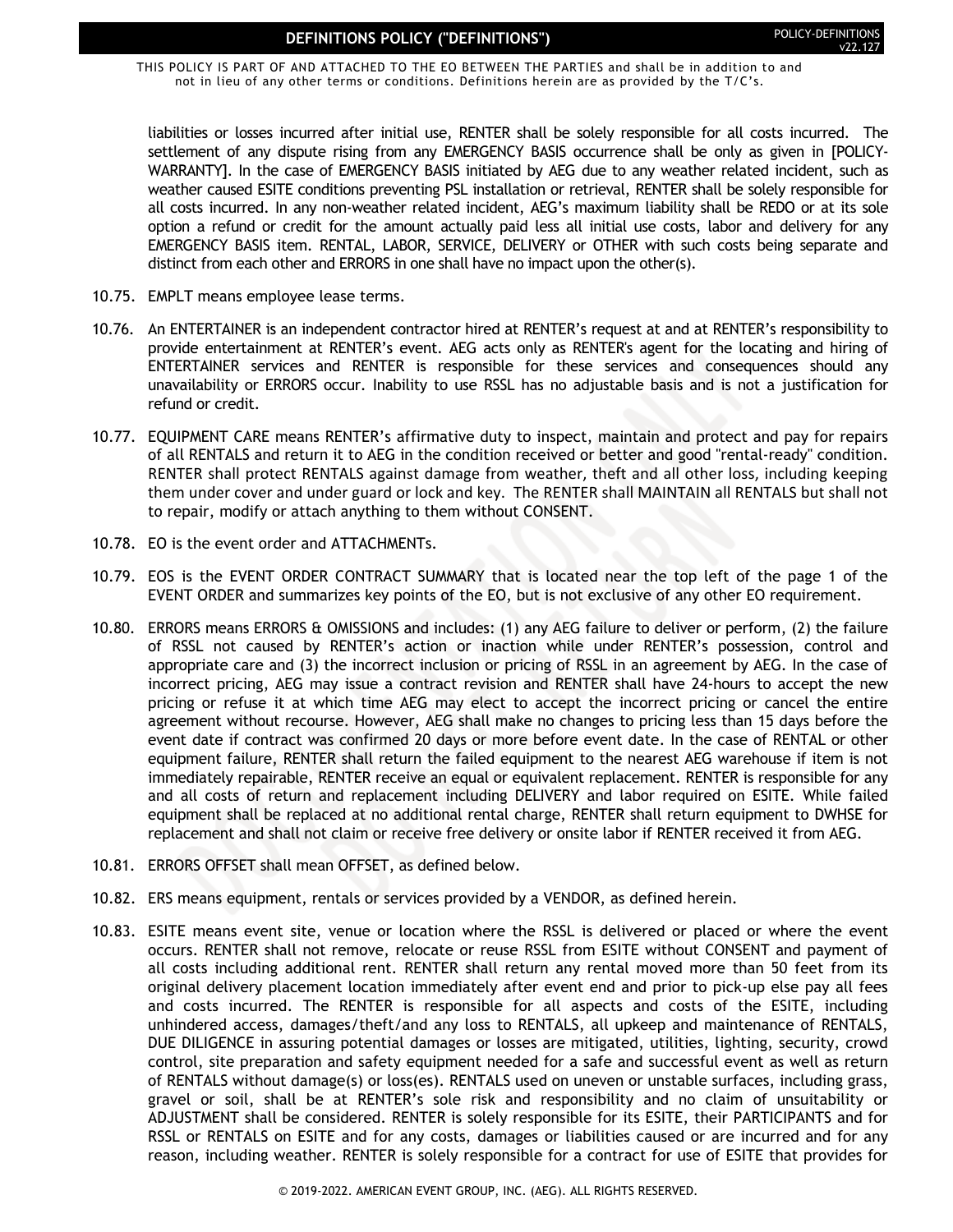liabilities or losses incurred after initial use, RENTER shall be solely responsible for all costs incurred. The settlement of any dispute rising from any EMERGENCY BASIS occurrence shall be only as given in [POLICY-WARRANTY]. In the case of EMERGENCY BASIS initiated by AEG due to any weather related incident, such as weather caused ESITE conditions preventing PSL installation or retrieval, RENTER shall be solely responsible for all costs incurred. In any non-weather related incident, AEG's maximum liability shall be REDO or at its sole option a refund or credit for the amount actually paid less all initial use costs, labor and delivery for any EMERGENCY BASIS item. RENTAL, LABOR, SERVICE, DELIVERY or OTHER with such costs being separate and distinct from each other and ERRORS in one shall have no impact upon the other(s).

10.75. EMPLT means employee lease terms.

10.76. An ENTERTAINER is an independent contractor hired at RENTER's request at and at RENTER's responsibility to provide entertainment at RENTER's event. AEG acts only as RENTER's agent for the locating and hiring of ENTERTAINER services and RENTER is responsible for these services and consequences should any unavailability or ERRORS occur. Inability to use RSSL has no adjustable basis and is not a justification for refund or credit.

10.77. EQUIPMENT CARE means RENTER's affirmative duty to inspect, maintain and protect and pay for repairs of all RENTALS and return it to AEG in the condition received or better and good "rental-ready" condition. RENTER shall protect RENTALS against damage from weather, theft and all other loss, including keeping them under cover and under guard or lock and key. The RENTER shall MAINTAIN all RENTALS but shall not to repair, modify or attach anything to them without CONSENT.

10.78. EO is the event order and ATTACHMENTs.

10.79. EOS is the EVENT ORDER CONTRACT SUMMARY that is located near the top left of the page 1 of the EVENT ORDER and summarizes key points of the EO, but is not exclusive of any other EO requirement.

10.80. ERRORS means ERRORS & OMISSIONS and includes: (1) any AEG failure to deliver or perform, (2) the failure of RSSL not caused by RENTER's action or inaction while under RENTER's possession, control and appropriate care and (3) the incorrect inclusion or pricing of RSSL in an agreement by AEG. In the case of incorrect pricing, AEG may issue a contract revision and RENTER shall have 24-hours to accept the new pricing or refuse it at which time AEG may elect to accept the incorrect pricing or cancel the entire agreement without recourse. However, AEG shall make no changes to pricing less than 15 days before the event date if contract was confirmed 20 days or more before event date. In the case of RENTAL or other equipment failure, RENTER shall return the failed equipment to the nearest AEG warehouse if item is not immediately repairable, RENTER receive an equal or equivalent replacement. RENTER is responsible for any and all costs of return and replacement including DELIVERY and labor required on ESITE. While failed equipment shall be replaced at no additional rental charge, RENTER shall return equipment to DWHSE for replacement and shall not claim or receive free delivery or onsite labor if RENTER received it from AEG.

10.81. ERRORS OFFSET shall mean OFFSET, as defined below.

10.82. ERS means equipment, rentals or services provided by a VENDOR, as defined herein.

10.83. ESITE means event site, venue or location where the RSSL is delivered or placed or where the event occurs. RENTER shall not remove, relocate or reuse RSSL from ESITE without CONSENT and payment of all costs including additional rent. RENTER shall return any rental moved more than 50 feet from its original delivery placement location immediately after event end and prior to pick-up else pay all fees and costs incurred. The RENTER is responsible for all aspects and costs of the ESITE, including unhindered access, damages/theft/and any loss to RENTALS, all upkeep and maintenance of RENTALS, DUE DILIGENCE in assuring potential damages or losses are mitigated, utilities, lighting, security, crowd control, site preparation and safety equipment needed for a safe and successful event as well as return of RENTALS without damage(s) or loss(es). RENTALS used on uneven or unstable surfaces, including grass, gravel or soil, shall be at RENTER's sole risk and responsibility and no claim of unsuitability or ADJUSTMENT shall be considered. RENTER is solely responsible for its ESITE, their PARTICIPANTS and for RSSL or RENTALS on ESITE and for any costs, damages or liabilities caused or are incurred and for any reason, including weather. RENTER is solely responsible for a contract for use of ESITE that provides for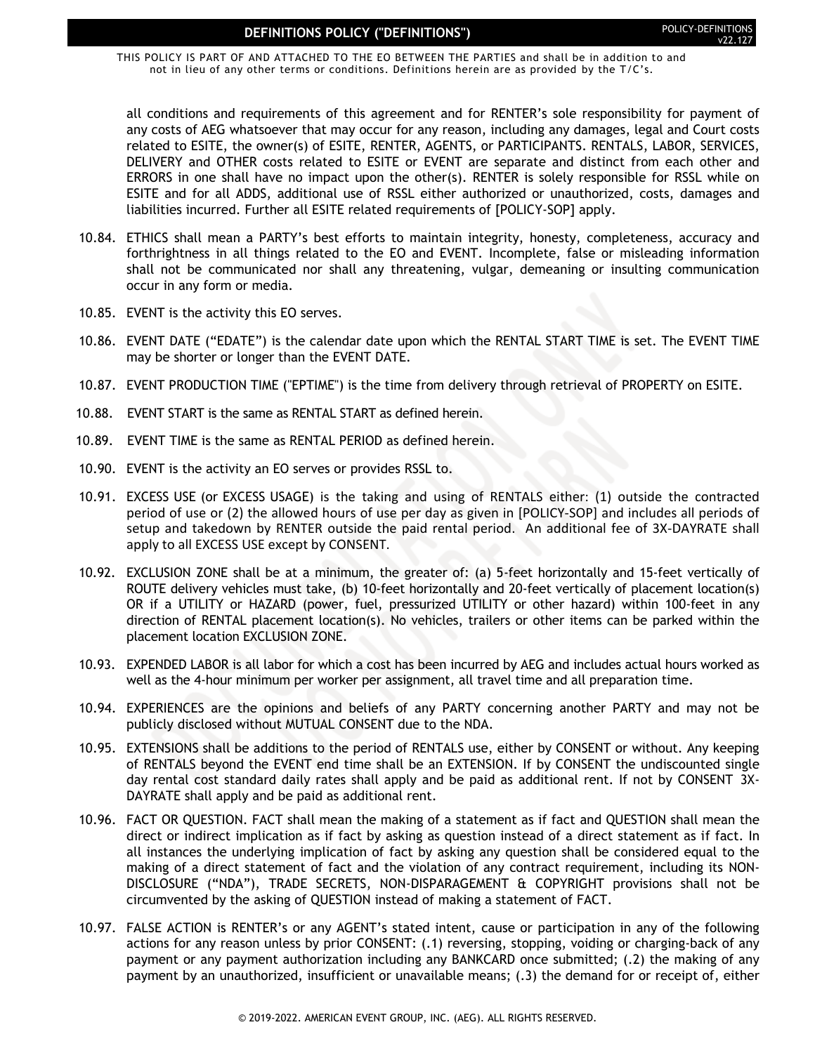all conditions and requirements of this agreement and for RENTER's sole responsibility for payment of any costs of AEG whatsoever that may occur for any reason, including any damages, legal and Court costs related to ESITE, the owner(s) of ESITE, RENTER, AGENTS, or PARTICIPANTS. RENTALS, LABOR, SERVICES, DELIVERY and OTHER costs related to ESITE or EVENT are separate and distinct from each other and ERRORS in one shall have no impact upon the other(s). RENTER is solely responsible for RSSL while on ESITE and for all ADDS, additional use of RSSL either authorized or unauthorized, costs, damages and liabilities incurred. Further all ESITE related requirements of [POLICY-SOP] apply.

10.84. ETHICS shall mean a PARTY's best efforts to maintain integrity, honesty, completeness, accuracy and forthrightness in all things related to the EO and EVENT. Incomplete, false or misleading information shall not be communicated nor shall any threatening, vulgar, demeaning or insulting communication occur in any form or media.

10.85. EVENT is the activity this EO serves.

10.86. EVENT DATE ("EDATE") is the calendar date upon which the RENTAL START TIME is set. The EVENT TIME may be shorter or longer than the EVENT DATE.

10.87. EVENT PRODUCTION TIME ("EPTIME") is the time from delivery through retrieval of PROPERTY on ESITE.

10.88. EVENT START is the same as RENTAL START as defined herein.

10.89. EVENT TIME is the same as RENTAL PERIOD as defined herein.

10.90. EVENT is the activity an EO serves or provides RSSL to.

10.91. EXCESS USE (or EXCESS USAGE) is the taking and using of RENTALS either: (1) outside the contracted period of use or (2) the allowed hours of use per day as given in [POLICY-SOP] and includes all periods of setup and takedown by RENTER outside the paid rental period. An additional fee of 3X-DAYRATE shall apply to all EXCESS USE except by CONSENT.

10.92. EXCLUSION ZONE shall be at a minimum, the greater of: (a) 5-feet horizontally and 15-feet vertically of ROUTE delivery vehicles must take, (b) 10-feet horizontally and 20-feet vertically of placement location(s) OR if a UTILITY or HAZARD (power, fuel, pressurized UTILITY or other hazard) within 100-feet in any direction of RENTAL placement location(s). No vehicles, trailers or other items can be parked within the placement location EXCLUSION ZONE.

10.93. EXPENDED LABOR is all labor for which a cost has been incurred by AEG and includes actual hours worked as well as the 4-hour minimum per worker per assignment, all travel time and all preparation time.

10.94. EXPERIENCES are the opinions and beliefs of any PARTY concerning another PARTY and may not be publicly disclosed without MUTUAL CONSENT due to the NDA.

10.95. EXTENSIONS shall be additions to the period of RENTALS use, either by CONSENT or without. Any keeping of RENTALS beyond the EVENT end time shall be an EXTENSION. If by CONSENT the undiscounted single day rental cost standard daily rates shall apply and be paid as additional rent. If not by CONSENT 3X-DAYRATE shall apply and be paid as additional rent.

10.96. FACT OR QUESTION. FACT shall mean the making of a statement as if fact and QUESTION shall mean the direct or indirect implication as if fact by asking as question instead of a direct statement as if fact. In all instances the underlying implication of fact by asking any question shall be considered equal to the making of a direct statement of fact and the violation of any contract requirement, including its NON-DISCLOSURE ("NDA"), TRADE SECRETS, NON-DISPARAGEMENT & COPYRIGHT provisions shall not be circumvented by the asking of QUESTION instead of making a statement of FACT.

10.97. FALSE ACTION is RENTER's or any AGENT's stated intent, cause or participation in any of the following actions for any reason unless by prior CONSENT: (.1) reversing, stopping, voiding or charging-back of any payment or any payment authorization including any BANKCARD once submitted; (.2) the making of any payment by an unauthorized, insufficient or unavailable means; (.3) the demand for or receipt of, either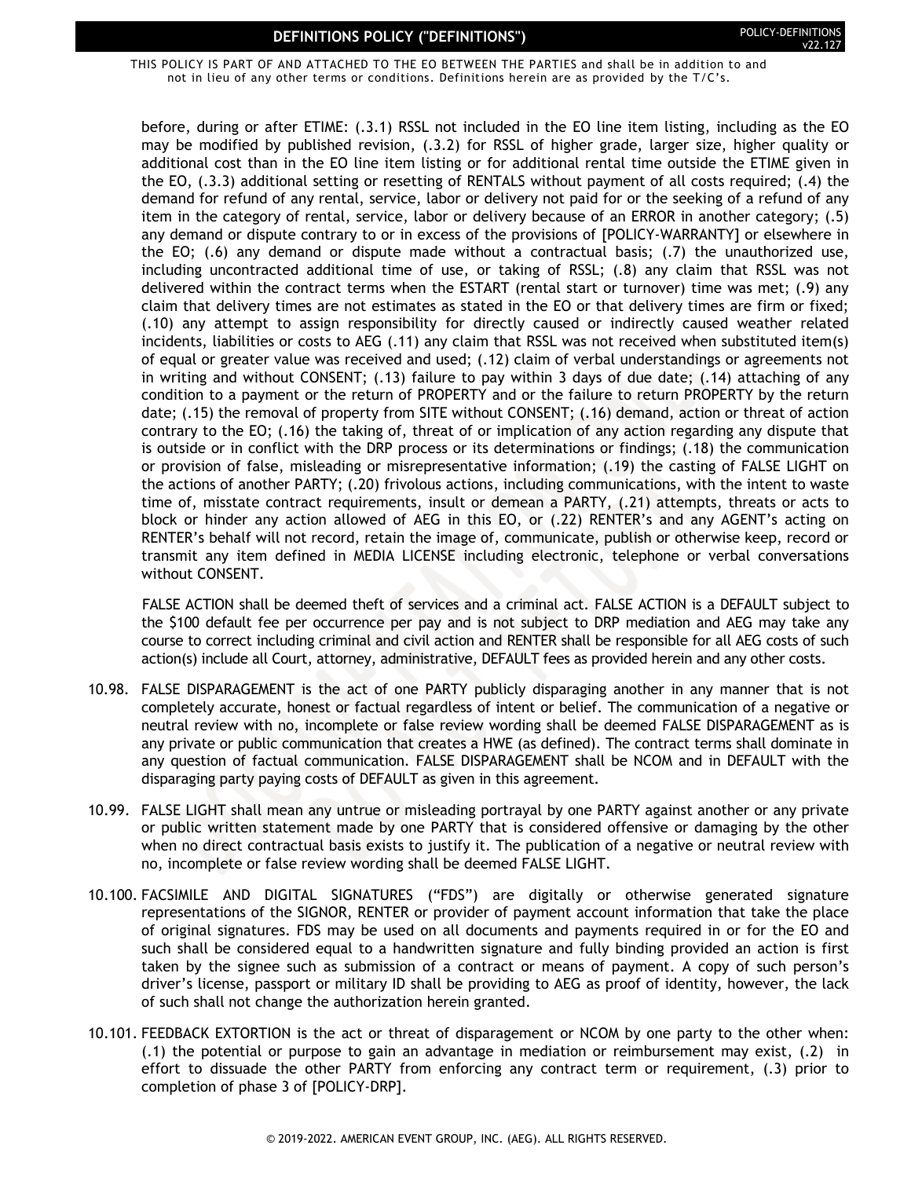before, during or after ETIME: (.3.1) RSSL not included in the EO line item listing, including as the EO may be modified by published revision, (.3.2) for RSSL of higher grade, larger size, higher quality or additional cost than in the EO line item listing or for additional rental time outside the ETIME given in the EO, (.3.3) additional setting or resetting of RENTALS without payment of all costs required; (.4) the demand for refund of any rental, service, labor or delivery not paid for or the seeking of a refund of any item in the category of rental, service, labor or delivery because of an ERROR in another category; (.5) any demand or dispute contrary to or in excess of the provisions of [POLICY-WARRANTY] or elsewhere in the EO; (.6) any demand or dispute made without a contractual basis; (.7) the unauthorized use, including uncontracted additional time of use, or taking of RSSL; (.8) any claim that RSSL was not delivered within the contract terms when the ESTART (rental start or turnover) time was met; (.9) any claim that delivery times are not estimates as stated in the EO or that delivery times are firm or fixed; (.10) any attempt to assign responsibility for directly caused or indirectly caused weather related incidents, liabilities or costs to AEG (.11) any claim that RSSL was not received when substituted item(s) of equal or greater value was received and used; (.12) claim of verbal understandings or agreements not in writing and without CONSENT; (.13) failure to pay within 3 days of due date; (.14) attaching of any condition to a payment or the return of PROPERTY and or the failure to return PROPERTY by the return date; (.15) the removal of property from SITE without CONSENT; (.16) demand, action or threat of action contrary to the EO; (.16) the taking of, threat of or implication of any action regarding any dispute that is outside or in conflict with the DRP process or its determinations or findings; (.18) the communication or provision of false, misleading or misrepresentative information; (.19) the casting of FALSE LIGHT on the actions of another PARTY; (.20) frivolous actions, including communications, with the intent to waste time of, misstate contract requirements, insult or demean a PARTY, (.21) attempts, threats or acts to block or hinder any action allowed of AEG in this EO, or (.22) RENTER's and any AGENT's acting on RENTER's behalf will not record, retain the image of, communicate, publish or otherwise keep, record or transmit any item defined in MEDIA LICENSE including electronic, telephone or verbal conversations without CONSENT.

FALSE ACTION shall be deemed theft of services and a criminal act. FALSE ACTION is a DEFAULT subject to the $100 default fee per occurrence per pay and is not subject to DRP mediation and AEG may take any course to correct including criminal and civil action and RENTER shall be responsible for all AEG costs of such action(s) include all Court, attorney, administrative, DEFAULT fees as provided herein and any other costs.

10.98. FALSE DISPARAGEMENT is the act of one PARTY publicly disparaging another in any manner that is not completely accurate, honest or factual regardless of intent or belief. The communication of a negative or neutral review with no, incomplete or false review wording shall be deemed FALSE DISPARAGEMENT as is any private or public communication that creates a HWE (as defined). The contract terms shall dominate in any question of factual communication. FALSE DISPARAGEMENT shall be NCOM and in DEFAULT with the disparaging party paying costs of DEFAULT as given in this agreement.

10.99. FALSE LIGHT shall mean any untrue or misleading portrayal by one PARTY against another or any private or public written statement made by one PARTY that is considered offensive or damaging by the other when no direct contractual basis exists to justify it. The publication of a negative or neutral review with no, incomplete or false review wording shall be deemed FALSE LIGHT.

10.100. FACSIMILE AND DIGITAL SIGNATURES ("FDS") are digitally or otherwise generated signature representations of the SIGNOR, RENTER or provider of payment account information that take the place of original signatures. FDS may be used on all documents and payments required in or for the EO and such shall be considered equal to a handwritten signature and fully binding provided an action is first taken by the signee such as submission of a contract or means of payment. A copy of such person's driver's license, passport or military ID shall be providing to AEG as proof of identity, however, the lack of such shall not change the authorization herein granted.

10.101. FEEDBACK EXTORTION is the act or threat of disparagement or NCOM by one party to the other when: (.1) the potential or purpose to gain an advantage in mediation or reimbursement may exist, (.2) in effort to dissuade the other PARTY from enforcing any contract term or requirement, (.3) prior to completion of phase 3 of [POLICY-DRP].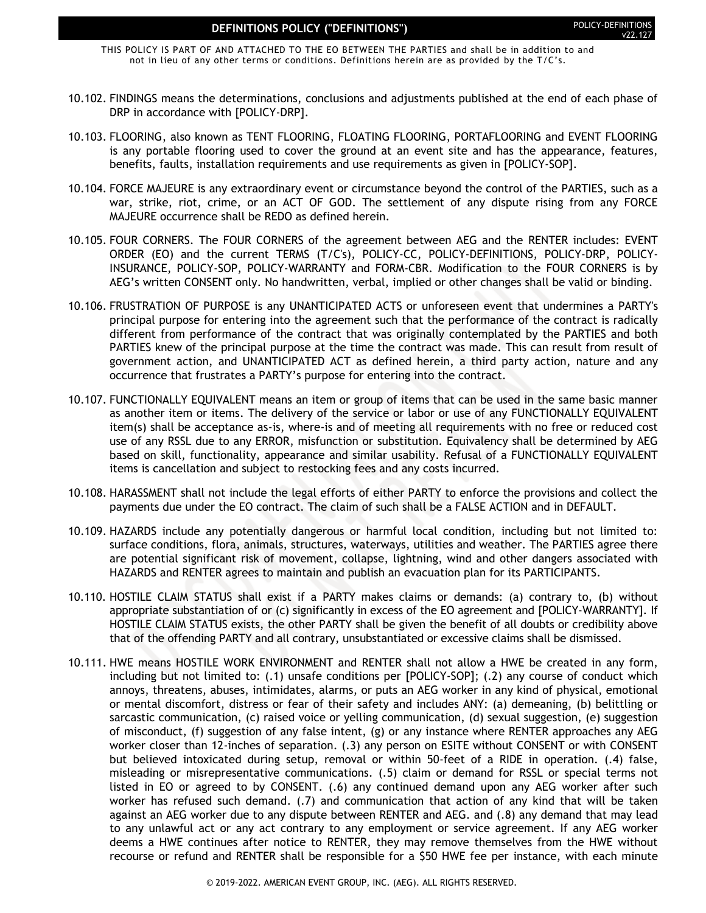# DEFINITIONS POLICY ("DEFINITIONS")

THIS POLICY IS PART OF AND ATTACHED TO THE EO BETWEEN THE PARTIES and shall be in addition to and not in lieu of any other terms or conditions. Definitions herein are as provided by the T/C's.

10.102. FINDINGS means the determinations, conclusions and adjustments published at the end of each phase of DRP in accordance with [POLICY-DRP].

10.103. FLOORING, also known as TENT FLOORING, FLOATING FLOORING, PORTAFLOORING and EVENT FLOORING is any portable flooring used to cover the ground at an event site and has the appearance, features, benefits, faults, installation requirements and use requirements as given in [POLICY-SOP].

10.104. FORCE MAJEURE is any extraordinary event or circumstance beyond the control of the PARTIES, such as a war, strike, riot, crime, or an ACT OF GOD. The settlement of any dispute rising from any FORCE MAJEURE occurrence shall be REDO as defined herein.

10.105. FOUR CORNERS. The FOUR CORNERS of the agreement between AEG and the RENTER includes: EVENT ORDER (EO) and the current TERMS (T/C's), POLICY-CC, POLICY-DEFINITIONS, POLICY-DRP, POLICY-INSURANCE, POLICY-SOP, POLICY-WARRANTY and FORM-CBR. Modification to the FOUR CORNERS is by AEG's written CONSENT only. No handwritten, verbal, implied or other changes shall be valid or binding.

10.106. FRUSTRATION OF PURPOSE is any UNANTICIPATED ACTS or unforeseen event that undermines a PARTY's principal purpose for entering into the agreement such that the performance of the contract is radically different from performance of the contract that was originally contemplated by the PARTIES and both PARTIES knew of the principal purpose at the time the contract was made. This can result from result of government action, and UNANTICIPATED ACT as defined herein, a third party action, nature and any occurrence that frustrates a PARTY's purpose for entering into the contract.

10.107. FUNCTIONALLY EQUIVALENT means an item or group of items that can be used in the same basic manner as another item or items. The delivery of the service or labor or use of any FUNCTIONALLY EQUIVALENT item(s) shall be acceptance as-is, where-is and of meeting all requirements with no free or reduced cost use of any RSSL due to any ERROR, misfunction or substitution. Equivalency shall be determined by AEG based on skill, functionality, appearance and similar usability. Refusal of a FUNCTIONALLY EQUIVALENT items is cancellation and subject to restocking fees and any costs incurred.

10.108. HARASSMENT shall not include the legal efforts of either PARTY to enforce the provisions and collect the payments due under the EO contract. The claim of such shall be a FALSE ACTION and in DEFAULT.

10.109. HAZARDS include any potentially dangerous or harmful local condition, including but not limited to: surface conditions, flora, animals, structures, waterways, utilities and weather. The PARTIES agree there are potential significant risk of movement, collapse, lightning, wind and other dangers associated with HAZARDS and RENTER agrees to maintain and publish an evacuation plan for its PARTICIPANTS.

10.110. HOSTILE CLAIM STATUS shall exist if a PARTY makes claims or demands: (a) contrary to, (b) without appropriate substantiation of or (c) significantly in excess of the EO agreement and [POLICY-WARRANTY]. If HOSTILE CLAIM STATUS exists, the other PARTY shall be given the benefit of all doubts or credibility above that of the offending PARTY and all contrary, unsubstantiated or excessive claims shall be dismissed.

10.111. HWE means HOSTILE WORK ENVIRONMENT and RENTER shall not allow a HWE be created in any form, including but not limited to: (.1) unsafe conditions per [POLICY-SOP]; (.2) any course of conduct which annoys, threatens, abuses, intimidates, alarms, or puts an AEG worker in any kind of physical, emotional or mental discomfort, distress or fear of their safety and includes ANY: (a) demeaning, (b) belittling or sarcastic communication, (c) raised voice or yelling communication, (d) sexual suggestion, (e) suggestion of misconduct, (f) suggestion of any false intent, (g) or any instance where RENTER approaches any AEG worker closer than 12-inches of separation. (.3) any person on ESITE without CONSENT or with CONSENT but believed intoxicated during setup, removal or within 50-feet of a RIDE in operation. (.4) false, misleading or misrepresentative communications. (.5) claim or demand for RSSL or special terms not listed in EO or agreed to by CONSENT. (.6) any continued demand upon any AEG worker after such worker has refused such demand. (.7) and communication that action of any kind that will be taken against an AEG worker due to any dispute between RENTER and AEG. and (.8) any demand that may lead to any unlawful act or any act contrary to any employment or service agreement. If any AEG worker deems a HWE continues after notice to RENTER, they may remove themselves from the HWE without recourse or refund and RENTER shall be responsible for a $50 HWE fee per instance, with each minute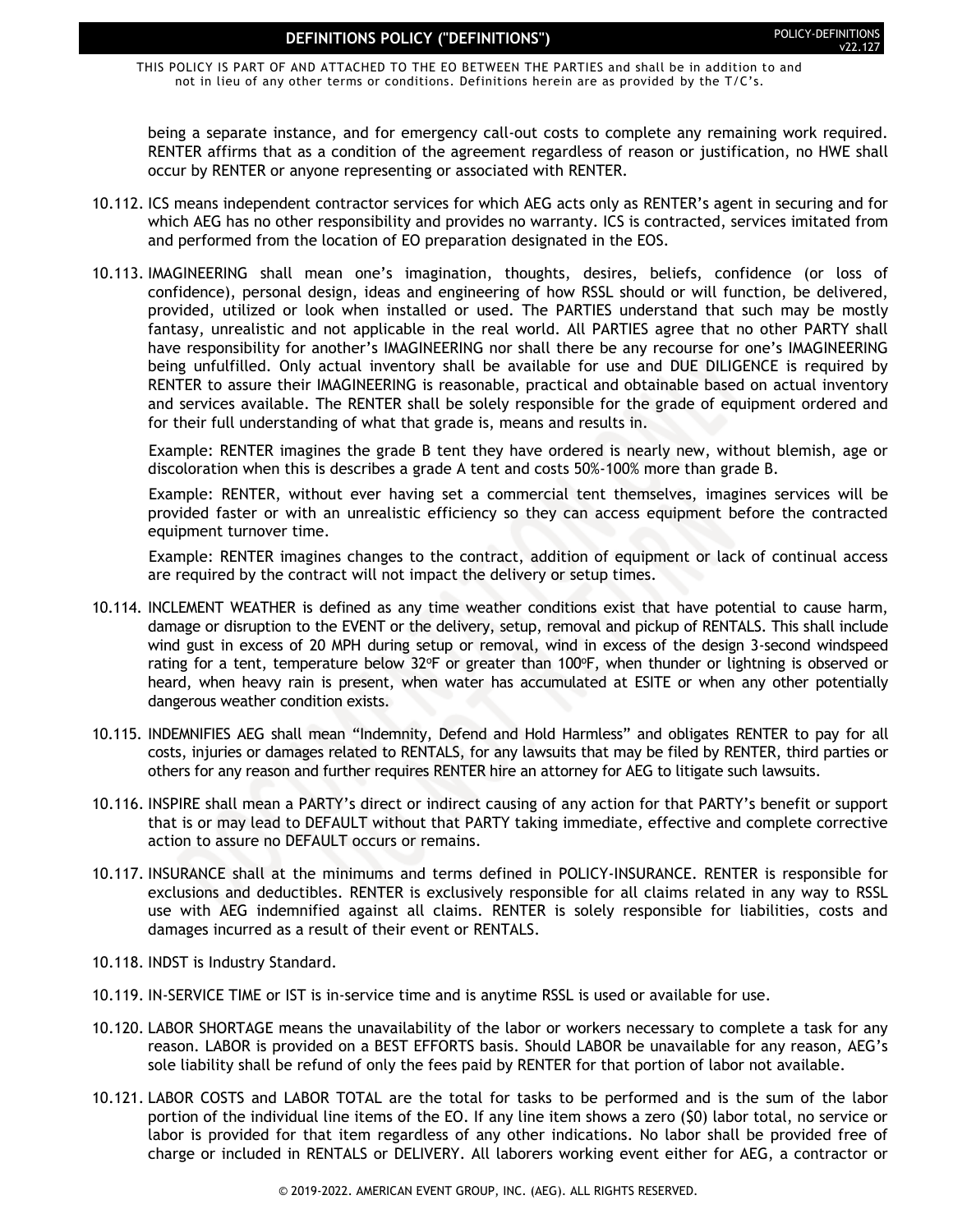being a separate instance, and for emergency call-out costs to complete any remaining work required. RENTER affirms that as a condition of the agreement regardless of reason or justification, no HWE shall occur by RENTER or anyone representing or associated with RENTER.

10.112. ICS means independent contractor services for which AEG acts only as RENTER's agent in securing and for which AEG has no other responsibility and provides no warranty. ICS is contracted, services imitated from and performed from the location of EO preparation designated in the EOS.

10.113. IMAGINEERING shall mean one's imagination, thoughts, desires, beliefs, confidence (or loss of confidence), personal design, ideas and engineering of how RSSL should or will function, be delivered, provided, utilized or look when installed or used. The PARTIES understand that such may be mostly fantasy, unrealistic and not applicable in the real world. All PARTIES agree that no other PARTY shall have responsibility for another's IMAGINEERING nor shall there be any recourse for one's IMAGINEERING being unfulfilled. Only actual inventory shall be available for use and DUE DILIGENCE is required by RENTER to assure their IMAGINEERING is reasonable, practical and obtainable based on actual inventory and services available. The RENTER shall be solely responsible for the grade of equipment ordered and for their full understanding of what that grade is, means and results in.

Example: RENTER imagines the grade B tent they have ordered is nearly new, without blemish, age or discoloration when this is describes a grade A tent and costs 50%-100% more than grade B.

Example: RENTER, without ever having set a commercial tent themselves, imagines services will be provided faster or with an unrealistic efficiency so they can access equipment before the contracted equipment turnover time.

Example: RENTER imagines changes to the contract, addition of equipment or lack of continual access are required by the contract will not impact the delivery or setup times.

10.114. INCLEMENT WEATHER is defined as any time weather conditions exist that have potential to cause harm, damage or disruption to the EVENT or the delivery, setup, removal and pickup of RENTALS. This shall include wind gust in excess of 20 MPH during setup or removal, wind in excess of the design 3-second windspeed rating for a tent, temperature below 32ºF or greater than 100ºF, when thunder or lightning is observed or heard, when heavy rain is present, when water has accumulated at ESITE or when any other potentially dangerous weather condition exists.

10.115. INDEMNIFIES AEG shall mean "Indemnity, Defend and Hold Harmless" and obligates RENTER to pay for all costs, injuries or damages related to RENTALS, for any lawsuits that may be filed by RENTER, third parties or others for any reason and further requires RENTER hire an attorney for AEG to litigate such lawsuits.

10.116. INSPIRE shall mean a PARTY's direct or indirect causing of any action for that PARTY's benefit or support that is or may lead to DEFAULT without that PARTY taking immediate, effective and complete corrective action to assure no DEFAULT occurs or remains.

10.117. INSURANCE shall at the minimums and terms defined in POLICY-INSURANCE. RENTER is responsible for exclusions and deductibles. RENTER is exclusively responsible for all claims related in any way to RSSL use with AEG indemnified against all claims. RENTER is solely responsible for liabilities, costs and damages incurred as a result of their event or RENTALS.

10.118. INDST is Industry Standard.

10.119. IN-SERVICE TIME or IST is in-service time and is anytime RSSL is used or available for use.

10.120. LABOR SHORTAGE means the unavailability of the labor or workers necessary to complete a task for any reason. LABOR is provided on a BEST EFFORTS basis. Should LABOR be unavailable for any reason, AEG's sole liability shall be refund of only the fees paid by RENTER for that portion of labor not available.

10.121. LABOR COSTS and LABOR TOTAL are the total for tasks to be performed and is the sum of the labor portion of the individual line items of the EO. If any line item shows a zero ($0) labor total, no service or labor is provided for that item regardless of any other indications. No labor shall be provided free of charge or included in RENTALS or DELIVERY. All laborers working event either for AEG, a contractor or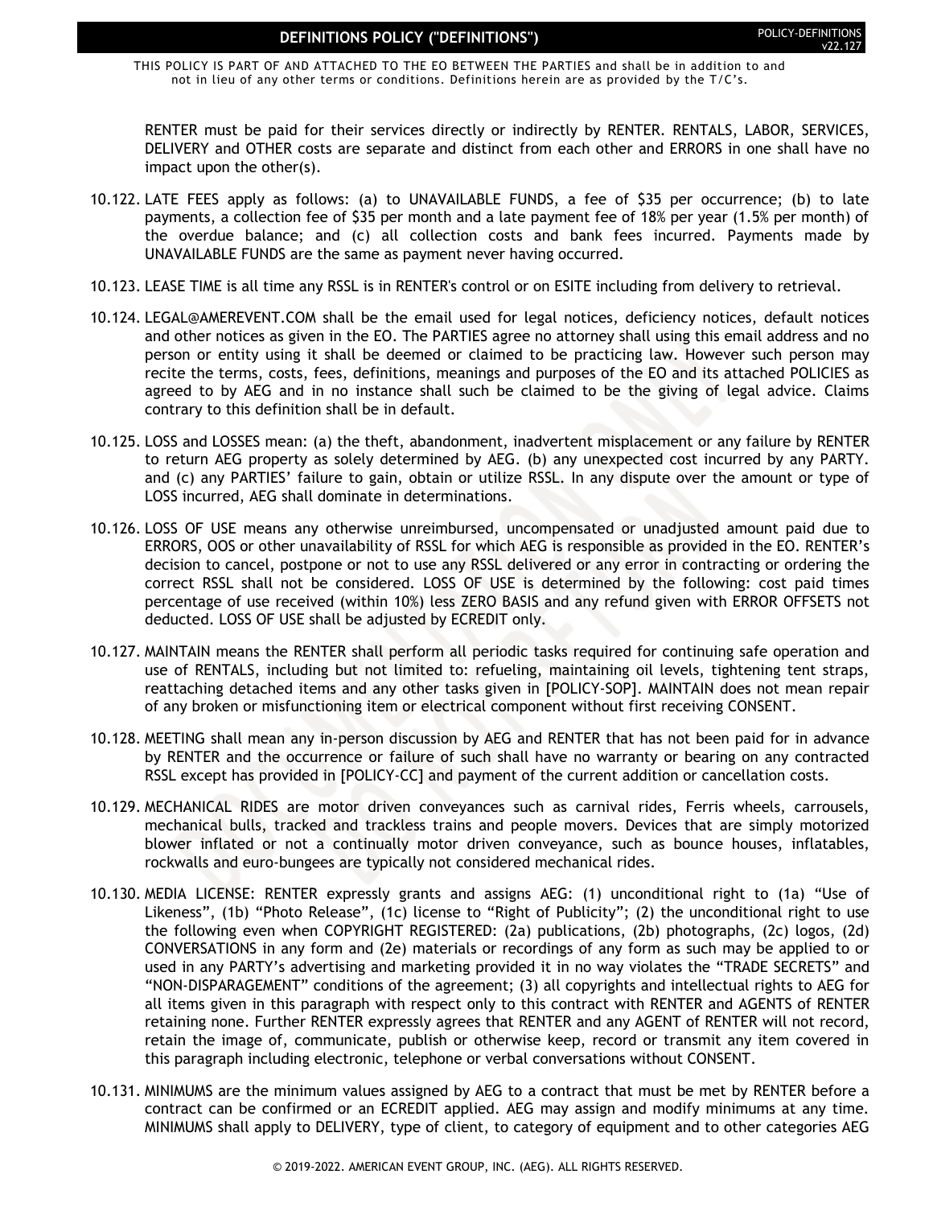RENTER must be paid for their services directly or indirectly by RENTER. RENTALS, LABOR, SERVICES, DELIVERY and OTHER costs are separate and distinct from each other and ERRORS in one shall have no impact upon the other(s).

10.122. LATE FEES apply as follows: (a) to UNAVAILABLE FUNDS, a fee of $35 per occurrence; (b) to late payments, a collection fee of $35 per month and a late payment fee of 18% per year (1.5% per month) of the overdue balance; and (c) all collection costs and bank fees incurred. Payments made by UNAVAILABLE FUNDS are the same as payment never having occurred.

10.123. LEASE TIME is all time any RSSL is in RENTER's control or on ESITE including from delivery to retrieval.

10.124. LEGAL@AMEREVENT.COM shall be the email used for legal notices, deficiency notices, default notices and other notices as given in the EO. The PARTIES agree no attorney shall using this email address and no person or entity using it shall be deemed or claimed to be practicing law. However such person may recite the terms, costs, fees, definitions, meanings and purposes of the EO and its attached POLICIES as agreed to by AEG and in no instance shall such be claimed to be the giving of legal advice. Claims contrary to this definition shall be in default.

10.125. LOSS and LOSSES mean: (a) the theft, abandonment, inadvertent misplacement or any failure by RENTER to return AEG property as solely determined by AEG. (b) any unexpected cost incurred by any PARTY. and (c) any PARTIES' failure to gain, obtain or utilize RSSL. In any dispute over the amount or type of LOSS incurred, AEG shall dominate in determinations.

10.126. LOSS OF USE means any otherwise unreimbursed, uncompensated or unadjusted amount paid due to ERRORS, OOS or other unavailability of RSSL for which AEG is responsible as provided in the EO. RENTER's decision to cancel, postpone or not to use any RSSL delivered or any error in contracting or ordering the correct RSSL shall not be considered. LOSS OF USE is determined by the following: cost paid times percentage of use received (within 10%) less ZERO BASIS and any refund given with ERROR OFFSETS not deducted. LOSS OF USE shall be adjusted by ECREDIT only.

10.127. MAINTAIN means the RENTER shall perform all periodic tasks required for continuing safe operation and use of RENTALS, including but not limited to: refueling, maintaining oil levels, tightening tent straps, reattaching detached items and any other tasks given in [POLICY-SOP]. MAINTAIN does not mean repair of any broken or misfunctioning item or electrical component without first receiving CONSENT.

10.128. MEETING shall mean any in-person discussion by AEG and RENTER that has not been paid for in advance by RENTER and the occurrence or failure of such shall have no warranty or bearing on any contracted RSSL except has provided in [POLICY-CC] and payment of the current addition or cancellation costs.

10.129. MECHANICAL RIDES are motor driven conveyances such as carnival rides, Ferris wheels, carrousels, mechanical bulls, tracked and trackless trains and people movers. Devices that are simply motorized blower inflated or not a continually motor driven conveyance, such as bounce houses, inflatables, rockwalls and euro-bungees are typically not considered mechanical rides.

10.130. MEDIA LICENSE: RENTER expressly grants and assigns AEG: (1) unconditional right to (1a) "Use of Likeness", (1b) "Photo Release", (1c) license to "Right of Publicity"; (2) the unconditional right to use the following even when COPYRIGHT REGISTERED: (2a) publications, (2b) photographs, (2c) logos, (2d) CONVERSATIONS in any form and (2e) materials or recordings of any form as such may be applied to or used in any PARTY's advertising and marketing provided it in no way violates the "TRADE SECRETS" and "NON-DISPARAGEMENT" conditions of the agreement; (3) all copyrights and intellectual rights to AEG for all items given in this paragraph with respect only to this contract with RENTER and AGENTS of RENTER retaining none. Further RENTER expressly agrees that RENTER and any AGENT of RENTER will not record, retain the image of, communicate, publish or otherwise keep, record or transmit any item covered in this paragraph including electronic, telephone or verbal conversations without CONSENT.

10.131. MINIMUMS are the minimum values assigned by AEG to a contract that must be met by RENTER before a contract can be confirmed or an ECREDIT applied. AEG may assign and modify minimums at any time. MINIMUMS shall apply to DELIVERY, type of client, to category of equipment and to other categories AEG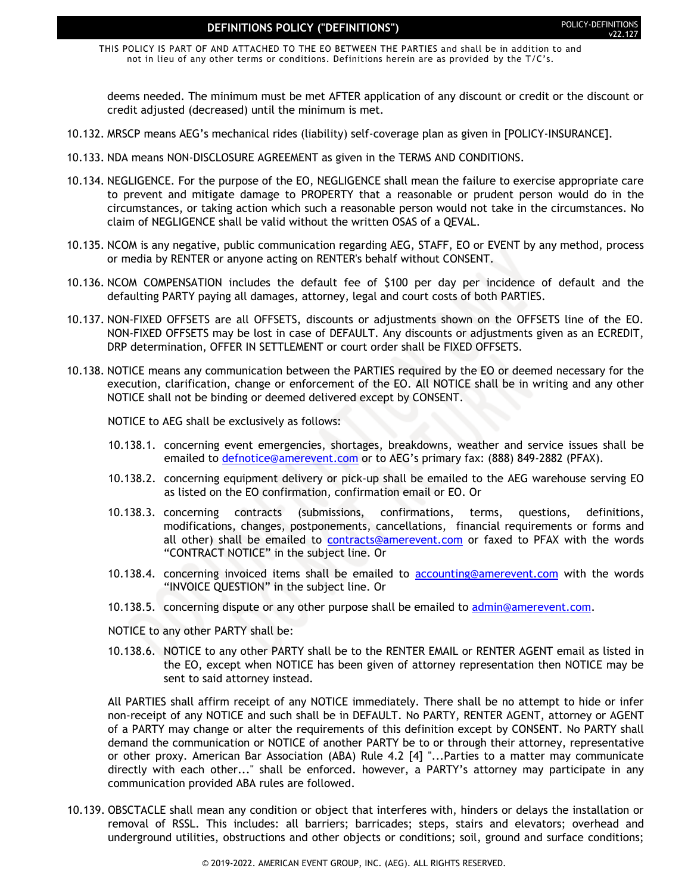deems needed. The minimum must be met AFTER application of any discount or credit or the discount or credit adjusted (decreased) until the minimum is met.

10.132. MRSCP means AEG's mechanical rides (liability) self-coverage plan as given in [POLICY-INSURANCE].

10.133. NDA means NON-DISCLOSURE AGREEMENT as given in the TERMS AND CONDITIONS.

10.134. NEGLIGENCE. For the purpose of the EO, NEGLIGENCE shall mean the failure to exercise appropriate care to prevent and mitigate damage to PROPERTY that a reasonable or prudent person would do in the circumstances, or taking action which such a reasonable person would not take in the circumstances. No claim of NEGLIGENCE shall be valid without the written OSAS of a QEVAL.

10.135. NCOM is any negative, public communication regarding AEG, STAFF, EO or EVENT by any method, process or media by RENTER or anyone acting on RENTER's behalf without CONSENT.

10.136. NCOM COMPENSATION includes the default fee of $100 per day per incidence of default and the defaulting PARTY paying all damages, attorney, legal and court costs of both PARTIES.

10.137. NON-FIXED OFFSETS are all OFFSETS, discounts or adjustments shown on the OFFSETS line of the EO. NON-FIXED OFFSETS may be lost in case of DEFAULT. Any discounts or adjustments given as an ECREDIT, DRP determination, OFFER IN SETTLEMENT or court order shall be FIXED OFFSETS.

10.138. NOTICE means any communication between the PARTIES required by the EO or deemed necessary for the execution, clarification, change or enforcement of the EO. All NOTICE shall be in writing and any other NOTICE shall not be binding or deemed delivered except by CONSENT.

NOTICE to AEG shall be exclusively as follows:

10.138.1. concerning event emergencies, shortages, breakdowns, weather and service issues shall be emailed to defnotice@amerevent.com or to AEG's primary fax: (888) 849-2882 (PFAX).

10.138.2. concerning equipment delivery or pick-up shall be emailed to the AEG warehouse serving EO as listed on the EO confirmation, confirmation email or EO. Or

10.138.3. concerning contracts (submissions, confirmations, terms, questions, definitions, modifications, changes, postponements, cancellations, financial requirements or forms and all other) shall be emailed to contracts@amerevent.com or faxed to PFAX with the words "CONTRACT NOTICE" in the subject line. Or

10.138.4. concerning invoiced items shall be emailed to accounting@amerevent.com with the words "INVOICE QUESTION" in the subject line. Or

10.138.5. concerning dispute or any other purpose shall be emailed to admin@amerevent.com.

NOTICE to any other PARTY shall be:

10.138.6. NOTICE to any other PARTY shall be to the RENTER EMAIL or RENTER AGENT email as listed in the EO, except when NOTICE has been given of attorney representation then NOTICE may be sent to said attorney instead.

All PARTIES shall affirm receipt of any NOTICE immediately. There shall be no attempt to hide or infer non-receipt of any NOTICE and such shall be in DEFAULT. No PARTY, RENTER AGENT, attorney or AGENT of a PARTY may change or alter the requirements of this definition except by CONSENT. No PARTY shall demand the communication or NOTICE of another PARTY be to or through their attorney, representative or other proxy. American Bar Association (ABA) Rule 4.2 [4] "...Parties to a matter may communicate directly with each other..." shall be enforced. however, a PARTY's attorney may participate in any communication provided ABA rules are followed.

10.139. OBSCTACLE shall mean any condition or object that interferes with, hinders or delays the installation or removal of RSSL. This includes: all barriers; barricades; steps, stairs and elevators; overhead and underground utilities, obstructions and other objects or conditions; soil, ground and surface conditions;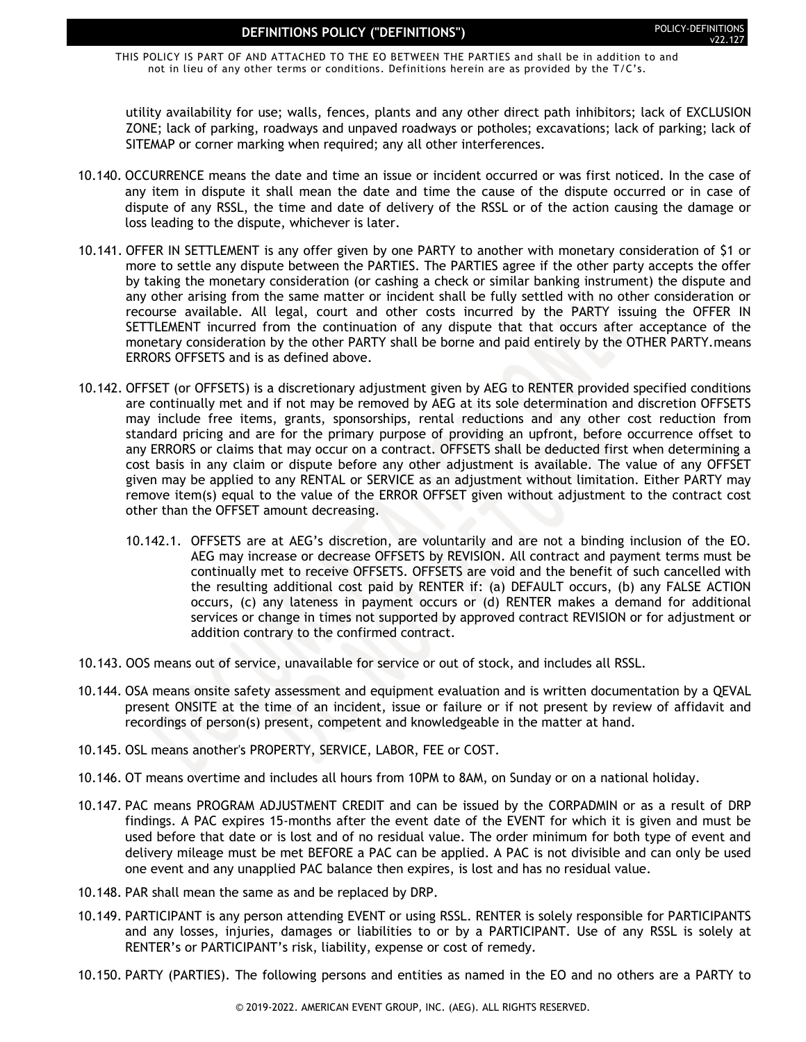utility availability for use; walls, fences, plants and any other direct path inhibitors; lack of EXCLUSION ZONE; lack of parking, roadways and unpaved roadways or potholes; excavations; lack of parking; lack of SITEMAP or corner marking when required; any all other interferences.

10.140. OCCURRENCE means the date and time an issue or incident occurred or was first noticed. In the case of any item in dispute it shall mean the date and time the cause of the dispute occurred or in case of dispute of any RSSL, the time and date of delivery of the RSSL or of the action causing the damage or loss leading to the dispute, whichever is later.

10.141. OFFER IN SETTLEMENT is any offer given by one PARTY to another with monetary consideration of $1 or more to settle any dispute between the PARTIES. The PARTIES agree if the other party accepts the offer by taking the monetary consideration (or cashing a check or similar banking instrument) the dispute and any other arising from the same matter or incident shall be fully settled with no other consideration or recourse available. All legal, court and other costs incurred by the PARTY issuing the OFFER IN SETTLEMENT incurred from the continuation of any dispute that that occurs after acceptance of the monetary consideration by the other PARTY shall be borne and paid entirely by the OTHER PARTY.means ERRORS OFFSETS and is as defined above.

10.142. OFFSET (or OFFSETS) is a discretionary adjustment given by AEG to RENTER provided specified conditions are continually met and if not may be removed by AEG at its sole determination and discretion OFFSETS may include free items, grants, sponsorships, rental reductions and any other cost reduction from standard pricing and are for the primary purpose of providing an upfront, before occurrence offset to any ERRORS or claims that may occur on a contract. OFFSETS shall be deducted first when determining a cost basis in any claim or dispute before any other adjustment is available. The value of any OFFSET given may be applied to any RENTAL or SERVICE as an adjustment without limitation. Either PARTY may remove item(s) equal to the value of the ERROR OFFSET given without adjustment to the contract cost other than the OFFSET amount decreasing.

10.142.1. OFFSETS are at AEG's discretion, are voluntarily and are not a binding inclusion of the EO. AEG may increase or decrease OFFSETS by REVISION. All contract and payment terms must be continually met to receive OFFSETS. OFFSETS are void and the benefit of such cancelled with the resulting additional cost paid by RENTER if: (a) DEFAULT occurs, (b) any FALSE ACTION occurs, (c) any lateness in payment occurs or (d) RENTER makes a demand for additional services or change in times not supported by approved contract REVISION or for adjustment or addition contrary to the confirmed contract.

10.143. OOS means out of service, unavailable for service or out of stock, and includes all RSSL.

10.144. OSA means onsite safety assessment and equipment evaluation and is written documentation by a QEVAL present ONSITE at the time of an incident, issue or failure or if not present by review of affidavit and recordings of person(s) present, competent and knowledgeable in the matter at hand.

10.145. OSL means another's PROPERTY, SERVICE, LABOR, FEE or COST.

10.146. OT means overtime and includes all hours from 10PM to 8AM, on Sunday or on a national holiday.

10.147. PAC means PROGRAM ADJUSTMENT CREDIT and can be issued by the CORPADMIN or as a result of DRP findings. A PAC expires 15-months after the event date of the EVENT for which it is given and must be used before that date or is lost and of no residual value. The order minimum for both type of event and delivery mileage must be met BEFORE a PAC can be applied. A PAC is not divisible and can only be used one event and any unapplied PAC balance then expires, is lost and has no residual value.

10.148. PAR shall mean the same as and be replaced by DRP.

10.149. PARTICIPANT is any person attending EVENT or using RSSL. RENTER is solely responsible for PARTICIPANTS and any losses, injuries, damages or liabilities to or by a PARTICIPANT. Use of any RSSL is solely at RENTER's or PARTICIPANT's risk, liability, expense or cost of remedy.

10.150. PARTY (PARTIES). The following persons and entities as named in the EO and no others are a PARTY to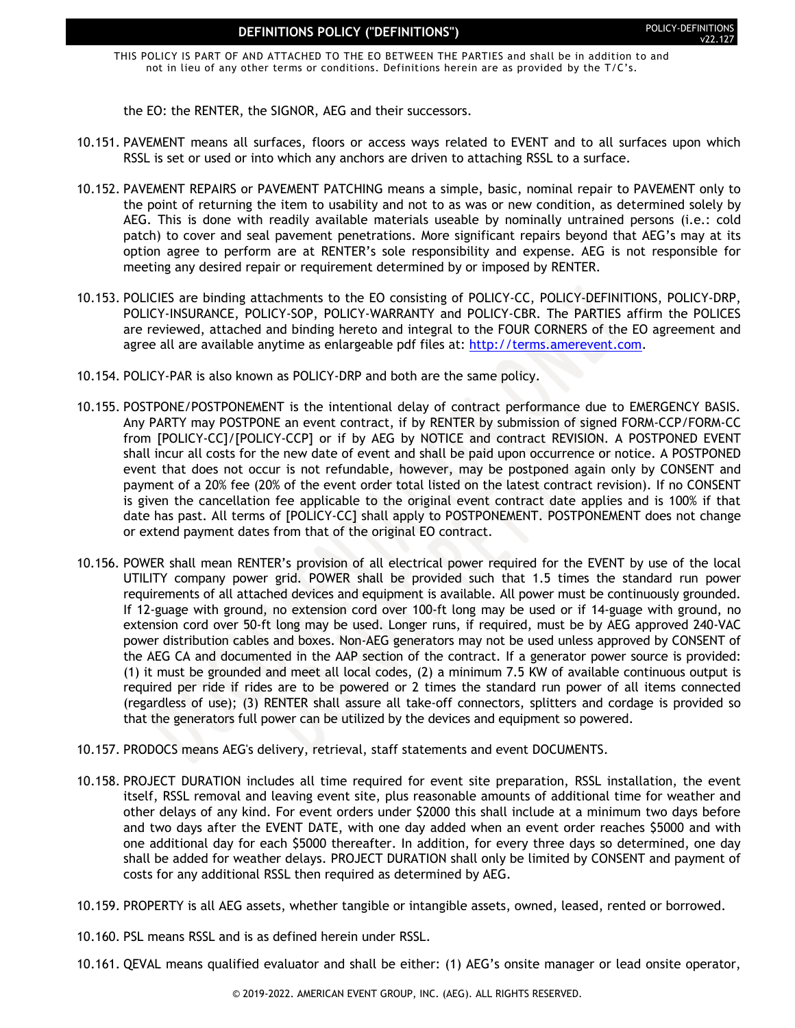the EO: the RENTER, the SIGNOR, AEG and their successors.

10.151. PAVEMENT means all surfaces, floors or access ways related to EVENT and to all surfaces upon which RSSL is set or used or into which any anchors are driven to attaching RSSL to a surface.

10.152. PAVEMENT REPAIRS or PAVEMENT PATCHING means a simple, basic, nominal repair to PAVEMENT only to the point of returning the item to usability and not to as was or new condition, as determined solely by AEG. This is done with readily available materials useable by nominally untrained persons (i.e.: cold patch) to cover and seal pavement penetrations. More significant repairs beyond that AEG's may at its option agree to perform are at RENTER's sole responsibility and expense. AEG is not responsible for meeting any desired repair or requirement determined by or imposed by RENTER.

10.153. POLICIES are binding attachments to the EO consisting of POLICY-CC, POLICY-DEFINITIONS, POLICY-DRP, POLICY-INSURANCE, POLICY-SOP, POLICY-WARRANTY and POLICY-CBR. The PARTIES affirm the POLICES are reviewed, attached and binding hereto and integral to the FOUR CORNERS of the EO agreement and agree all are available anytime as enlargeable pdf files at: http://terms.amerevent.com.

10.154. POLICY-PAR is also known as POLICY-DRP and both are the same policy.

10.155. POSTPONE/POSTPONEMENT is the intentional delay of contract performance due to EMERGENCY BASIS. Any PARTY may POSTPONE an event contract, if by RENTER by submission of signed FORM-CCP/FORM-CC from [POLICY-CC]/[POLICY-CCP] or if by AEG by NOTICE and contract REVISION. A POSTPONED EVENT shall incur all costs for the new date of event and shall be paid upon occurrence or notice. A POSTPONED event that does not occur is not refundable, however, may be postponed again only by CONSENT and payment of a 20% fee (20% of the event order total listed on the latest contract revision). If no CONSENT is given the cancellation fee applicable to the original event contract date applies and is 100% if that date has past. All terms of [POLICY-CC] shall apply to POSTPONEMENT. POSTPONEMENT does not change or extend payment dates from that of the original EO contract.

10.156. POWER shall mean RENTER's provision of all electrical power required for the EVENT by use of the local UTILITY company power grid. POWER shall be provided such that 1.5 times the standard run power requirements of all attached devices and equipment is available. All power must be continuously grounded. If 12-guage with ground, no extension cord over 100-ft long may be used or if 14-guage with ground, no extension cord over 50-ft long may be used. Longer runs, if required, must be by AEG approved 240-VAC power distribution cables and boxes. Non-AEG generators may not be used unless approved by CONSENT of the AEG CA and documented in the AAP section of the contract. If a generator power source is provided: (1) it must be grounded and meet all local codes, (2) a minimum 7.5 KW of available continuous output is required per ride if rides are to be powered or 2 times the standard run power of all items connected (regardless of use); (3) RENTER shall assure all take-off connectors, splitters and cordage is provided so that the generators full power can be utilized by the devices and equipment so powered.

10.157. PRODOCS means AEG's delivery, retrieval, staff statements and event DOCUMENTS.

10.158. PROJECT DURATION includes all time required for event site preparation, RSSL installation, the event itself, RSSL removal and leaving event site, plus reasonable amounts of additional time for weather and other delays of any kind. For event orders under $2000 this shall include at a minimum two days before and two days after the EVENT DATE, with one day added when an event order reaches $5000 and with one additional day for each $5000 thereafter. In addition, for every three days so determined, one day shall be added for weather delays. PROJECT DURATION shall only be limited by CONSENT and payment of costs for any additional RSSL then required as determined by AEG.

10.159. PROPERTY is all AEG assets, whether tangible or intangible assets, owned, leased, rented or borrowed.

10.160. PSL means RSSL and is as defined herein under RSSL.

10.161. QEVAL means qualified evaluator and shall be either: (1) AEG's onsite manager or lead onsite operator,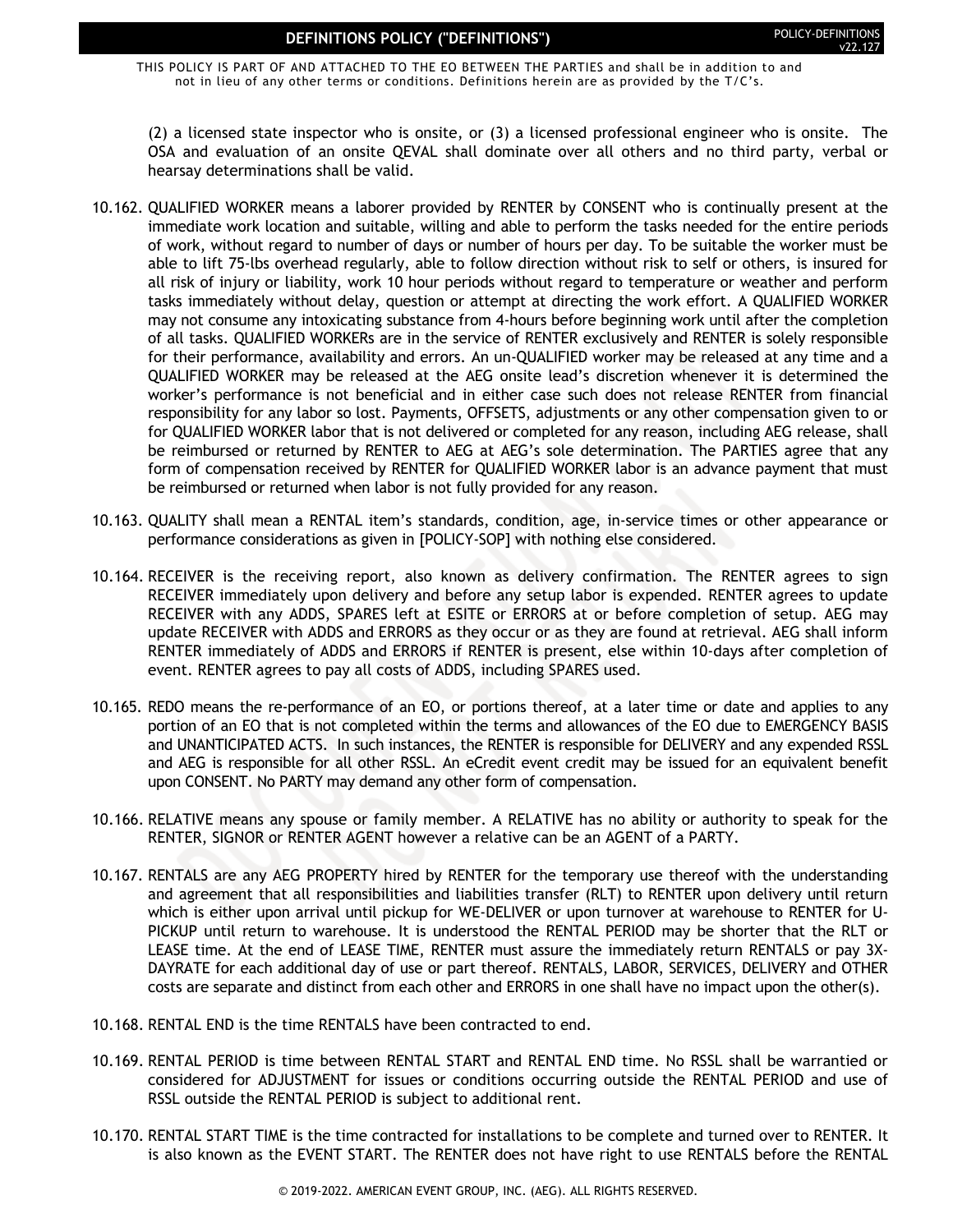(2) a licensed state inspector who is onsite, or (3) a licensed professional engineer who is onsite. The OSA and evaluation of an onsite QEVAL shall dominate over all others and no third party, verbal or hearsay determinations shall be valid.

10.162. QUALIFIED WORKER means a laborer provided by RENTER by CONSENT who is continually present at the immediate work location and suitable, willing and able to perform the tasks needed for the entire periods of work, without regard to number of days or number of hours per day. To be suitable the worker must be able to lift 75-lbs overhead regularly, able to follow direction without risk to self or others, is insured for all risk of injury or liability, work 10 hour periods without regard to temperature or weather and perform tasks immediately without delay, question or attempt at directing the work effort. A QUALIFIED WORKER may not consume any intoxicating substance from 4-hours before beginning work until after the completion of all tasks. QUALIFIED WORKERs are in the service of RENTER exclusively and RENTER is solely responsible for their performance, availability and errors. An un-QUALIFIED worker may be released at any time and a QUALIFIED WORKER may be released at the AEG onsite lead's discretion whenever it is determined the worker's performance is not beneficial and in either case such does not release RENTER from financial responsibility for any labor so lost. Payments, OFFSETS, adjustments or any other compensation given to or for QUALIFIED WORKER labor that is not delivered or completed for any reason, including AEG release, shall be reimbursed or returned by RENTER to AEG at AEG's sole determination. The PARTIES agree that any form of compensation received by RENTER for QUALIFIED WORKER labor is an advance payment that must be reimbursed or returned when labor is not fully provided for any reason.

10.163. QUALITY shall mean a RENTAL item's standards, condition, age, in-service times or other appearance or performance considerations as given in [POLICY-SOP] with nothing else considered.

10.164. RECEIVER is the receiving report, also known as delivery confirmation. The RENTER agrees to sign RECEIVER immediately upon delivery and before any setup labor is expended. RENTER agrees to update RECEIVER with any ADDS, SPARES left at ESITE or ERRORS at or before completion of setup. AEG may update RECEIVER with ADDS and ERRORS as they occur or as they are found at retrieval. AEG shall inform RENTER immediately of ADDS and ERRORS if RENTER is present, else within 10-days after completion of event. RENTER agrees to pay all costs of ADDS, including SPARES used.

10.165. REDO means the re-performance of an EO, or portions thereof, at a later time or date and applies to any portion of an EO that is not completed within the terms and allowances of the EO due to EMERGENCY BASIS and UNANTICIPATED ACTS. In such instances, the RENTER is responsible for DELIVERY and any expended RSSL and AEG is responsible for all other RSSL. An eCredit event credit may be issued for an equivalent benefit upon CONSENT. No PARTY may demand any other form of compensation.

10.166. RELATIVE means any spouse or family member. A RELATIVE has no ability or authority to speak for the RENTER, SIGNOR or RENTER AGENT however a relative can be an AGENT of a PARTY.

10.167. RENTALS are any AEG PROPERTY hired by RENTER for the temporary use thereof with the understanding and agreement that all responsibilities and liabilities transfer (RLT) to RENTER upon delivery until return which is either upon arrival until pickup for WE-DELIVER or upon turnover at warehouse to RENTER for U-PICKUP until return to warehouse. It is understood the RENTAL PERIOD may be shorter that the RLT or LEASE time. At the end of LEASE TIME, RENTER must assure the immediately return RENTALS or pay 3X-DAYRATE for each additional day of use or part thereof. RENTALS, LABOR, SERVICES, DELIVERY and OTHER costs are separate and distinct from each other and ERRORS in one shall have no impact upon the other(s).

10.168. RENTAL END is the time RENTALS have been contracted to end.

10.169. RENTAL PERIOD is time between RENTAL START and RENTAL END time. No RSSL shall be warrantied or considered for ADJUSTMENT for issues or conditions occurring outside the RENTAL PERIOD and use of RSSL outside the RENTAL PERIOD is subject to additional rent.

10.170. RENTAL START TIME is the time contracted for installations to be complete and turned over to RENTER. It is also known as the EVENT START. The RENTER does not have right to use RENTALS before the RENTAL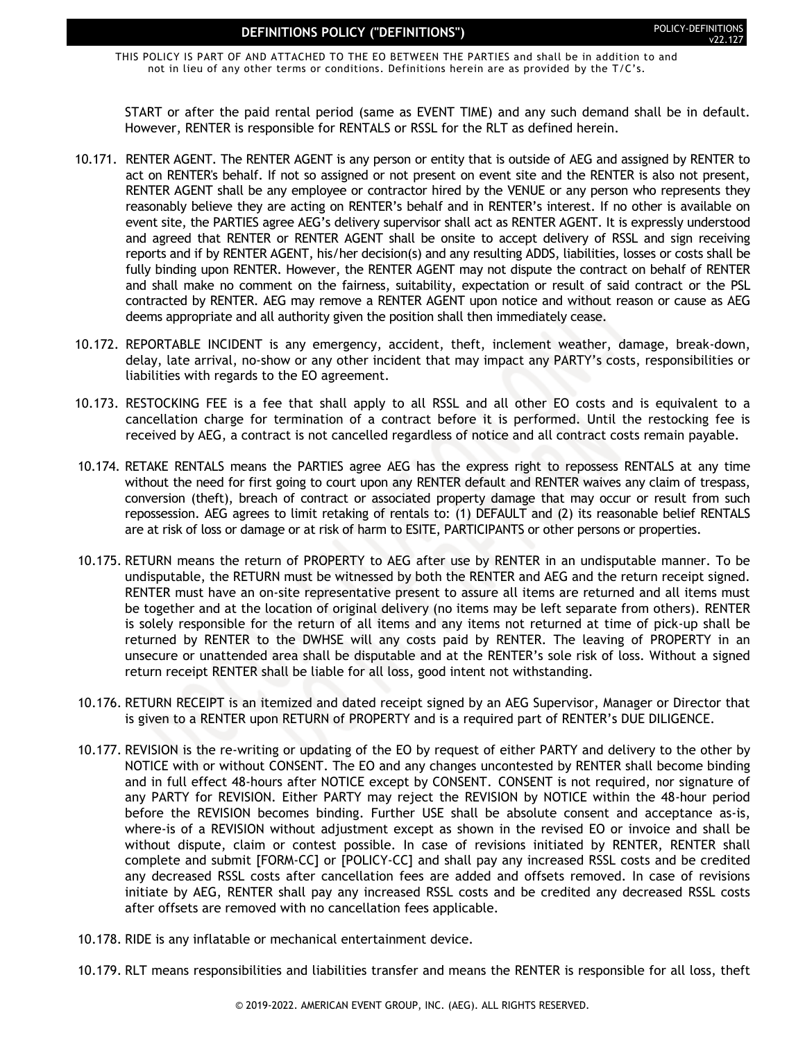START or after the paid rental period (same as EVENT TIME) and any such demand shall be in default. However, RENTER is responsible for RENTALS or RSSL for the RLT as defined herein.

10.171. RENTER AGENT. The RENTER AGENT is any person or entity that is outside of AEG and assigned by RENTER to act on RENTER's behalf. If not so assigned or not present on event site and the RENTER is also not present, RENTER AGENT shall be any employee or contractor hired by the VENUE or any person who represents they reasonably believe they are acting on RENTER's behalf and in RENTER's interest. If no other is available on event site, the PARTIES agree AEG's delivery supervisor shall act as RENTER AGENT. It is expressly understood and agreed that RENTER or RENTER AGENT shall be onsite to accept delivery of RSSL and sign receiving reports and if by RENTER AGENT, his/her decision(s) and any resulting ADDS, liabilities, losses or costs shall be fully binding upon RENTER. However, the RENTER AGENT may not dispute the contract on behalf of RENTER and shall make no comment on the fairness, suitability, expectation or result of said contract or the PSL contracted by RENTER. AEG may remove a RENTER AGENT upon notice and without reason or cause as AEG deems appropriate and all authority given the position shall then immediately cease.

10.172. REPORTABLE INCIDENT is any emergency, accident, theft, inclement weather, damage, break-down, delay, late arrival, no-show or any other incident that may impact any PARTY's costs, responsibilities or liabilities with regards to the EO agreement.

10.173. RESTOCKING FEE is a fee that shall apply to all RSSL and all other EO costs and is equivalent to a cancellation charge for termination of a contract before it is performed. Until the restocking fee is received by AEG, a contract is not cancelled regardless of notice and all contract costs remain payable.

10.174. RETAKE RENTALS means the PARTIES agree AEG has the express right to repossess RENTALS at any time without the need for first going to court upon any RENTER default and RENTER waives any claim of trespass, conversion (theft), breach of contract or associated property damage that may occur or result from such repossession. AEG agrees to limit retaking of rentals to: (1) DEFAULT and (2) its reasonable belief RENTALS are at risk of loss or damage or at risk of harm to ESITE, PARTICIPANTS or other persons or properties.

10.175. RETURN means the return of PROPERTY to AEG after use by RENTER in an undisputable manner. To be undisputable, the RETURN must be witnessed by both the RENTER and AEG and the return receipt signed. RENTER must have an on-site representative present to assure all items are returned and all items must be together and at the location of original delivery (no items may be left separate from others). RENTER is solely responsible for the return of all items and any items not returned at time of pick-up shall be returned by RENTER to the DWHSE will any costs paid by RENTER. The leaving of PROPERTY in an unsecure or unattended area shall be disputable and at the RENTER's sole risk of loss. Without a signed return receipt RENTER shall be liable for all loss, good intent not withstanding.

10.176. RETURN RECEIPT is an itemized and dated receipt signed by an AEG Supervisor, Manager or Director that is given to a RENTER upon RETURN of PROPERTY and is a required part of RENTER's DUE DILIGENCE.

10.177. REVISION is the re-writing or updating of the EO by request of either PARTY and delivery to the other by NOTICE with or without CONSENT. The EO and any changes uncontested by RENTER shall become binding and in full effect 48-hours after NOTICE except by CONSENT. CONSENT is not required, nor signature of any PARTY for REVISION. Either PARTY may reject the REVISION by NOTICE within the 48-hour period before the REVISION becomes binding. Further USE shall be absolute consent and acceptance as-is, where-is of a REVISION without adjustment except as shown in the revised EO or invoice and shall be without dispute, claim or contest possible. In case of revisions initiated by RENTER, RENTER shall complete and submit [FORM-CC] or [POLICY-CC] and shall pay any increased RSSL costs and be credited any decreased RSSL costs after cancellation fees are added and offsets removed. In case of revisions initiate by AEG, RENTER shall pay any increased RSSL costs and be credited any decreased RSSL costs after offsets are removed with no cancellation fees applicable.

10.178. RIDE is any inflatable or mechanical entertainment device.

10.179. RLT means responsibilities and liabilities transfer and means the RENTER is responsible for all loss, theft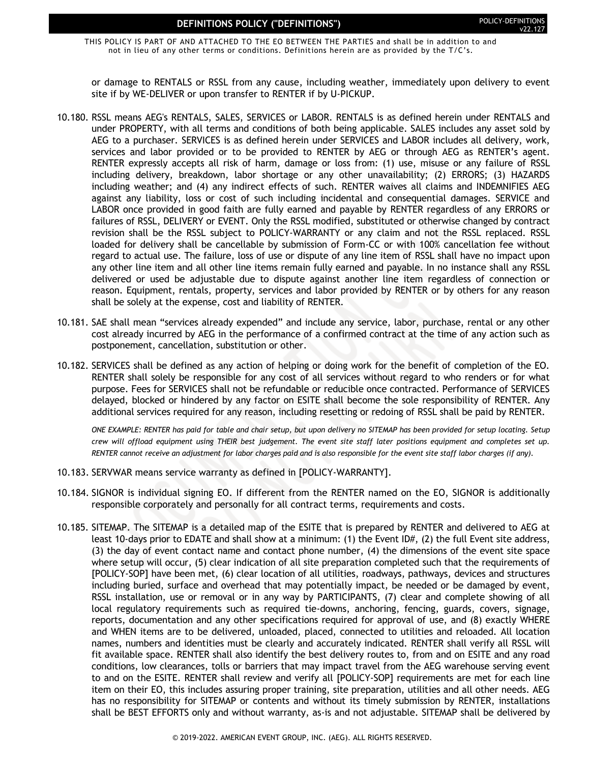or damage to RENTALS or RSSL from any cause, including weather, immediately upon delivery to event site if by WE-DELIVER or upon transfer to RENTER if by U-PICKUP.

10.180. RSSL means AEG's RENTALS, SALES, SERVICES or LABOR. RENTALS is as defined herein under RENTALS and under PROPERTY, with all terms and conditions of both being applicable. SALES includes any asset sold by AEG to a purchaser. SERVICES is as defined herein under SERVICES and LABOR includes all delivery, work, services and labor provided or to be provided to RENTER by AEG or through AEG as RENTER's agent. RENTER expressly accepts all risk of harm, damage or loss from: (1) use, misuse or any failure of RSSL including delivery, breakdown, labor shortage or any other unavailability; (2) ERRORS; (3) HAZARDS including weather; and (4) any indirect effects of such. RENTER waives all claims and INDEMNIFIES AEG against any liability, loss or cost of such including incidental and consequential damages. SERVICE and LABOR once provided in good faith are fully earned and payable by RENTER regardless of any ERRORS or failures of RSSL, DELIVERY or EVENT. Only the RSSL modified, substituted or otherwise changed by contract revision shall be the RSSL subject to POLICY-WARRANTY or any claim and not the RSSL replaced. RSSL loaded for delivery shall be cancellable by submission of Form-CC or with 100% cancellation fee without regard to actual use. The failure, loss of use or dispute of any line item of RSSL shall have no impact upon any other line item and all other line items remain fully earned and payable. In no instance shall any RSSL delivered or used be adjustable due to dispute against another line item regardless of connection or reason. Equipment, rentals, property, services and labor provided by RENTER or by others for any reason shall be solely at the expense, cost and liability of RENTER.

10.181. SAE shall mean "services already expended" and include any service, labor, purchase, rental or any other cost already incurred by AEG in the performance of a confirmed contract at the time of any action such as postponement, cancellation, substitution or other.

10.182. SERVICES shall be defined as any action of helping or doing work for the benefit of completion of the EO. RENTER shall solely be responsible for any cost of all services without regard to who renders or for what purpose. Fees for SERVICES shall not be refundable or reducible once contracted. Performance of SERVICES delayed, blocked or hindered by any factor on ESITE shall become the sole responsibility of RENTER. Any additional services required for any reason, including resetting or redoing of RSSL shall be paid by RENTER.

*ONE EXAMPLE: RENTER has paid for table and chair setup, but upon delivery no SITEMAP has been provided for setup locating. Setup crew will offload equipment using THEIR best judgement. The event site staff later positions equipment and completes set up. RENTER cannot receive an adjustment for labor charges paid and is also responsible for the event site staff labor charges (if any).*

10.183. SERVWAR means service warranty as defined in [POLICY-WARRANTY].

10.184. SIGNOR is individual signing EO. If different from the RENTER named on the EO, SIGNOR is additionally responsible corporately and personally for all contract terms, requirements and costs.

10.185. SITEMAP. The SITEMAP is a detailed map of the ESITE that is prepared by RENTER and delivered to AEG at least 10-days prior to EDATE and shall show at a minimum: (1) the Event ID#, (2) the full Event site address, (3) the day of event contact name and contact phone number, (4) the dimensions of the event site space where setup will occur, (5) clear indication of all site preparation completed such that the requirements of [POLICY-SOP] have been met, (6) clear location of all utilities, roadways, pathways, devices and structures including buried, surface and overhead that may potentially impact, be needed or be damaged by event, RSSL installation, use or removal or in any way by PARTICIPANTS, (7) clear and complete showing of all local regulatory requirements such as required tie-downs, anchoring, fencing, guards, covers, signage, reports, documentation and any other specifications required for approval of use, and (8) exactly WHERE and WHEN items are to be delivered, unloaded, placed, connected to utilities and reloaded. All location names, numbers and identities must be clearly and accurately indicated. RENTER shall verify all RSSL will fit available space. RENTER shall also identify the best delivery routes to, from and on ESITE and any road conditions, low clearances, tolls or barriers that may impact travel from the AEG warehouse serving event to and on the ESITE. RENTER shall review and verify all [POLICY-SOP] requirements are met for each line item on their EO, this includes assuring proper training, site preparation, utilities and all other needs. AEG has no responsibility for SITEMAP or contents and without its timely submission by RENTER, installations shall be BEST EFFORTS only and without warranty, as-is and not adjustable. SITEMAP shall be delivered by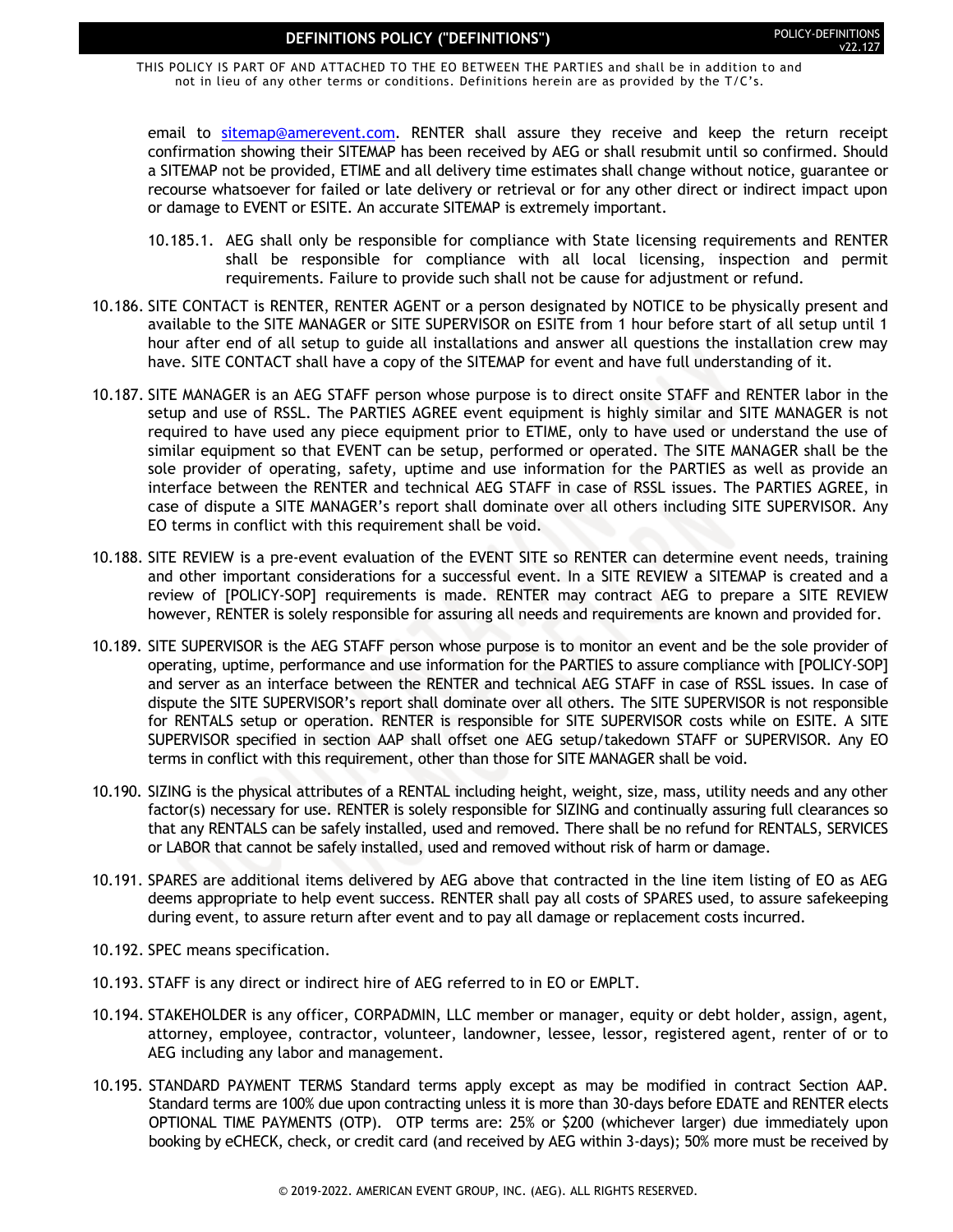email to sitemap@amerevent.com. RENTER shall assure they receive and keep the return receipt confirmation showing their SITEMAP has been received by AEG or shall resubmit until so confirmed. Should a SITEMAP not be provided, ETIME and all delivery time estimates shall change without notice, guarantee or recourse whatsoever for failed or late delivery or retrieval or for any other direct or indirect impact upon or damage to EVENT or ESITE. An accurate SITEMAP is extremely important.

10.185.1. AEG shall only be responsible for compliance with State licensing requirements and RENTER shall be responsible for compliance with all local licensing, inspection and permit requirements. Failure to provide such shall not be cause for adjustment or refund.

10.186. SITE CONTACT is RENTER, RENTER AGENT or a person designated by NOTICE to be physically present and available to the SITE MANAGER or SITE SUPERVISOR on ESITE from 1 hour before start of all setup until 1 hour after end of all setup to guide all installations and answer all questions the installation crew may have. SITE CONTACT shall have a copy of the SITEMAP for event and have full understanding of it.

10.187. SITE MANAGER is an AEG STAFF person whose purpose is to direct onsite STAFF and RENTER labor in the setup and use of RSSL. The PARTIES AGREE event equipment is highly similar and SITE MANAGER is not required to have used any piece equipment prior to ETIME, only to have used or understand the use of similar equipment so that EVENT can be setup, performed or operated. The SITE MANAGER shall be the sole provider of operating, safety, uptime and use information for the PARTIES as well as provide an interface between the RENTER and technical AEG STAFF in case of RSSL issues. The PARTIES AGREE, in case of dispute a SITE MANAGER's report shall dominate over all others including SITE SUPERVISOR. Any EO terms in conflict with this requirement shall be void.

10.188. SITE REVIEW is a pre-event evaluation of the EVENT SITE so RENTER can determine event needs, training and other important considerations for a successful event. In a SITE REVIEW a SITEMAP is created and a review of [POLICY-SOP] requirements is made. RENTER may contract AEG to prepare a SITE REVIEW however, RENTER is solely responsible for assuring all needs and requirements are known and provided for.

10.189. SITE SUPERVISOR is the AEG STAFF person whose purpose is to monitor an event and be the sole provider of operating, uptime, performance and use information for the PARTIES to assure compliance with [POLICY-SOP] and server as an interface between the RENTER and technical AEG STAFF in case of RSSL issues. In case of dispute the SITE SUPERVISOR's report shall dominate over all others. The SITE SUPERVISOR is not responsible for RENTALS setup or operation. RENTER is responsible for SITE SUPERVISOR costs while on ESITE. A SITE SUPERVISOR specified in section AAP shall offset one AEG setup/takedown STAFF or SUPERVISOR. Any EO terms in conflict with this requirement, other than those for SITE MANAGER shall be void.

10.190. SIZING is the physical attributes of a RENTAL including height, weight, size, mass, utility needs and any other factor(s) necessary for use. RENTER is solely responsible for SIZING and continually assuring full clearances so that any RENTALS can be safely installed, used and removed. There shall be no refund for RENTALS, SERVICES or LABOR that cannot be safely installed, used and removed without risk of harm or damage.

10.191. SPARES are additional items delivered by AEG above that contracted in the line item listing of EO as AEG deems appropriate to help event success. RENTER shall pay all costs of SPARES used, to assure safekeeping during event, to assure return after event and to pay all damage or replacement costs incurred.

10.192. SPEC means specification.

10.193. STAFF is any direct or indirect hire of AEG referred to in EO or EMPLT.

10.194. STAKEHOLDER is any officer, CORPADMIN, LLC member or manager, equity or debt holder, assign, agent, attorney, employee, contractor, volunteer, landowner, lessee, lessor, registered agent, renter of or to AEG including any labor and management.

10.195. STANDARD PAYMENT TERMS Standard terms apply except as may be modified in contract Section AAP. Standard terms are 100% due upon contracting unless it is more than 30-days before EDATE and RENTER elects OPTIONAL TIME PAYMENTS (OTP). OTP terms are: 25% or $200 (whichever larger) due immediately upon booking by eCHECK, check, or credit card (and received by AEG within 3-days); 50% more must be received by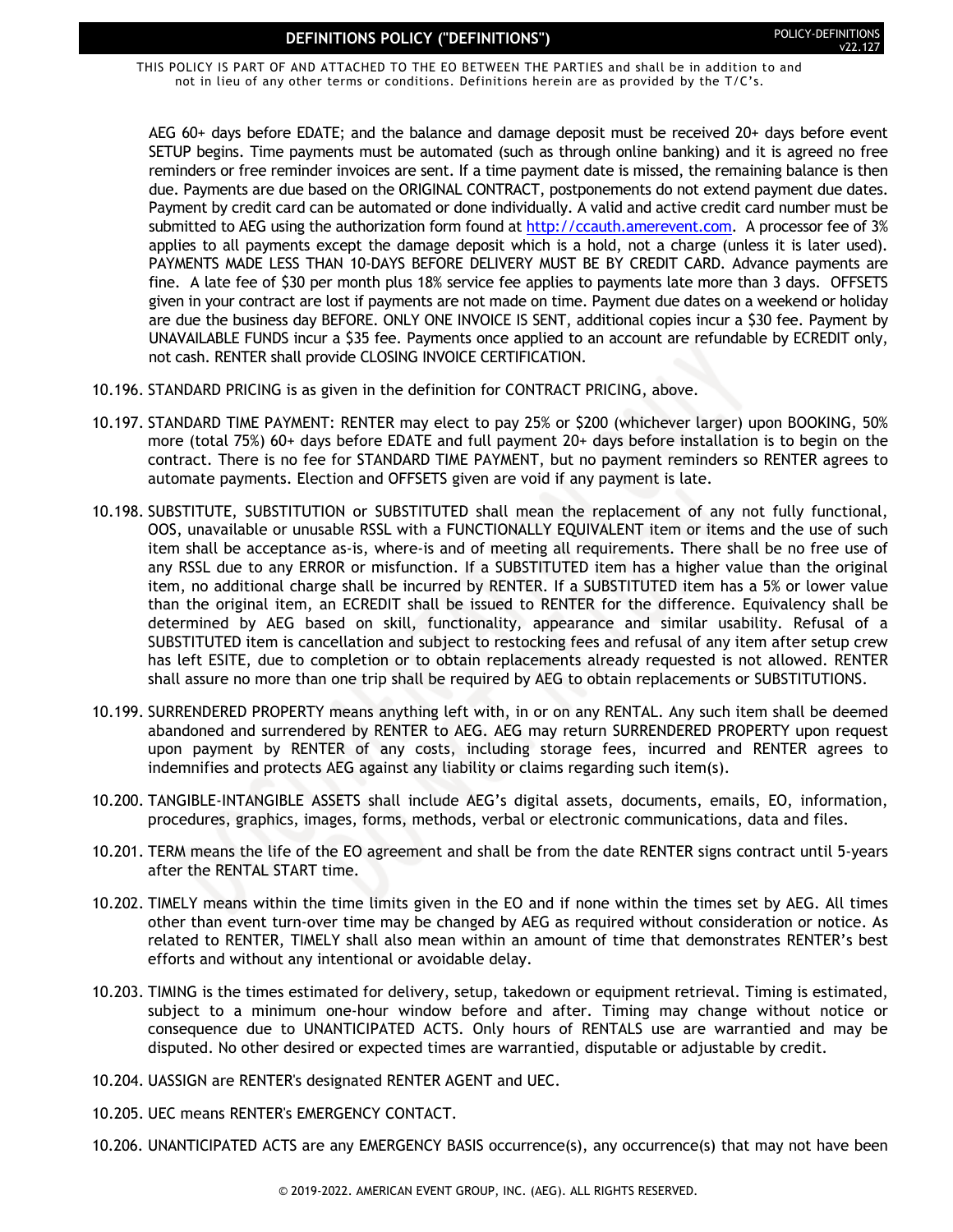AEG 60+ days before EDATE; and the balance and damage deposit must be received 20+ days before event SETUP begins. Time payments must be automated (such as through online banking) and it is agreed no free reminders or free reminder invoices are sent. If a time payment date is missed, the remaining balance is then due. Payments are due based on the ORIGINAL CONTRACT, postponements do not extend payment due dates. Payment by credit card can be automated or done individually. A valid and active credit card number must be submitted to AEG using the authorization form found at [http://ccauth.amerevent.com](http://ccauth.amerevent.com). A processor fee of 3% applies to all payments except the damage deposit which is a hold, not a charge (unless it is later used). PAYMENTS MADE LESS THAN 10-DAYS BEFORE DELIVERY MUST BE BY CREDIT CARD. Advance payments are fine. A late fee of $30 per month plus 18% service fee applies to payments late more than 3 days. OFFSETS given in your contract are lost if payments are not made on time. Payment due dates on a weekend or holiday are due the business day BEFORE. ONLY ONE INVOICE IS SENT, additional copies incur a $30 fee. Payment by UNAVAILABLE FUNDS incur a $35 fee. Payments once applied to an account are refundable by ECREDIT only, not cash. RENTER shall provide CLOSING INVOICE CERTIFICATION.

10.196. STANDARD PRICING is as given in the definition for CONTRACT PRICING, above.

10.197. STANDARD TIME PAYMENT: RENTER may elect to pay 25% or $200 (whichever larger) upon BOOKING, 50% more (total 75%) 60+ days before EDATE and full payment 20+ days before installation is to begin on the contract. There is no fee for STANDARD TIME PAYMENT, but no payment reminders so RENTER agrees to automate payments. Election and OFFSETS given are void if any payment is late.

10.198. SUBSTITUTE, SUBSTITUTION or SUBSTITUTED shall mean the replacement of any not fully functional, OOS, unavailable or unusable RSSL with a FUNCTIONALLY EQUIVALENT item or items and the use of such item shall be acceptance as-is, where-is and of meeting all requirements. There shall be no free use of any RSSL due to any ERROR or misfunction. If a SUBSTITUTED item has a higher value than the original item, no additional charge shall be incurred by RENTER. If a SUBSTITUTED item has a 5% or lower value than the original item, an ECREDIT shall be issued to RENTER for the difference. Equivalency shall be determined by AEG based on skill, functionality, appearance and similar usability. Refusal of a SUBSTITUTED item is cancellation and subject to restocking fees and refusal of any item after setup crew has left ESITE, due to completion or to obtain replacements already requested is not allowed. RENTER shall assure no more than one trip shall be required by AEG to obtain replacements or SUBSTITUTIONS.

10.199. SURRENDERED PROPERTY means anything left with, in or on any RENTAL. Any such item shall be deemed abandoned and surrendered by RENTER to AEG. AEG may return SURRENDERED PROPERTY upon request upon payment by RENTER of any costs, including storage fees, incurred and RENTER agrees to indemnifies and protects AEG against any liability or claims regarding such item(s).

10.200. TANGIBLE-INTANGIBLE ASSETS shall include AEG's digital assets, documents, emails, EO, information, procedures, graphics, images, forms, methods, verbal or electronic communications, data and files.

10.201. TERM means the life of the EO agreement and shall be from the date RENTER signs contract until 5-years after the RENTAL START time.

10.202. TIMELY means within the time limits given in the EO and if none within the times set by AEG. All times other than event turn-over time may be changed by AEG as required without consideration or notice. As related to RENTER, TIMELY shall also mean within an amount of time that demonstrates RENTER's best efforts and without any intentional or avoidable delay.

10.203. TIMING is the times estimated for delivery, setup, takedown or equipment retrieval. Timing is estimated, subject to a minimum one-hour window before and after. Timing may change without notice or consequence due to UNANTICIPATED ACTS. Only hours of RENTALS use are warrantied and may be disputed. No other desired or expected times are warrantied, disputable or adjustable by credit.

10.204. UASSIGN are RENTER's designated RENTER AGENT and UEC.

10.205. UEC means RENTER's EMERGENCY CONTACT.

10.206. UNANTICIPATED ACTS are any EMERGENCY BASIS occurrence(s), any occurrence(s) that may not have been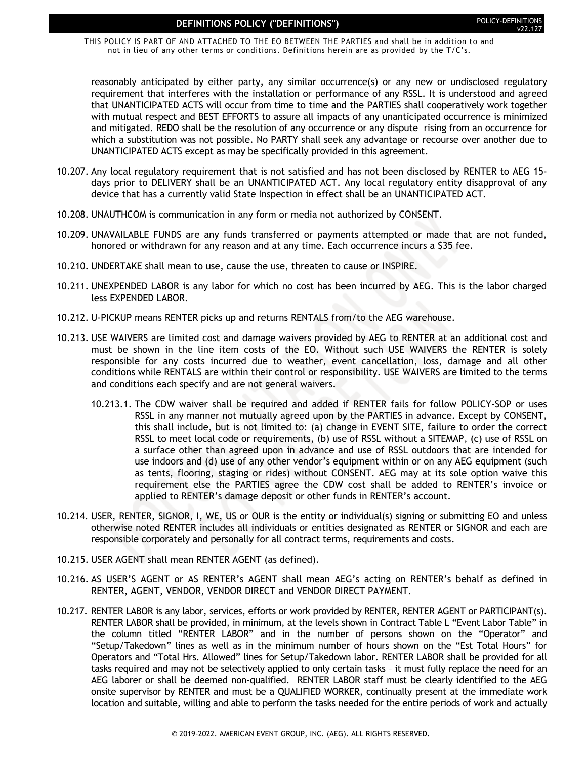reasonably anticipated by either party, any similar occurrence(s) or any new or undisclosed regulatory requirement that interferes with the installation or performance of any RSSL. It is understood and agreed that UNANTICIPATED ACTS will occur from time to time and the PARTIES shall cooperatively work together with mutual respect and BEST EFFORTS to assure all impacts of any unanticipated occurrence is minimized and mitigated. REDO shall be the resolution of any occurrence or any dispute rising from an occurrence for which a substitution was not possible. No PARTY shall seek any advantage or recourse over another due to UNANTICIPATED ACTS except as may be specifically provided in this agreement.

10.207. Any local regulatory requirement that is not satisfied and has not been disclosed by RENTER to AEG 15-days prior to DELIVERY shall be an UNANTICIPATED ACT. Any local regulatory entity disapproval of any device that has a currently valid State Inspection in effect shall be an UNANTICIPATED ACT.

10.208. UNAUTHCOM is communication in any form or media not authorized by CONSENT.

10.209. UNAVAILABLE FUNDS are any funds transferred or payments attempted or made that are not funded, honored or withdrawn for any reason and at any time. Each occurrence incurs a $35 fee.

10.210. UNDERTAKE shall mean to use, cause the use, threaten to cause or INSPIRE.

10.211. UNEXPENDED LABOR is any labor for which no cost has been incurred by AEG. This is the labor charged less EXPENDED LABOR.

10.212. U-PICKUP means RENTER picks up and returns RENTALS from/to the AEG warehouse.

10.213. USE WAIVERS are limited cost and damage waivers provided by AEG to RENTER at an additional cost and must be shown in the line item costs of the EO. Without such USE WAIVERS the RENTER is solely responsible for any costs incurred due to weather, event cancellation, loss, damage and all other conditions while RENTALS are within their control or responsibility. USE WAIVERS are limited to the terms and conditions each specify and are not general waivers.

10.213.1. The CDW waiver shall be required and added if RENTER fails for follow POLICY-SOP or uses RSSL in any manner not mutually agreed upon by the PARTIES in advance. Except by CONSENT, this shall include, but is not limited to: (a) change in EVENT SITE, failure to order the correct RSSL to meet local code or requirements, (b) use of RSSL without a SITEMAP, (c) use of RSSL on a surface other than agreed upon in advance and use of RSSL outdoors that are intended for use indoors and (d) use of any other vendor's equipment within or on any AEG equipment (such as tents, flooring, staging or rides) without CONSENT. AEG may at its sole option waive this requirement else the PARTIES agree the CDW cost shall be added to RENTER's invoice or applied to RENTER's damage deposit or other funds in RENTER's account.

10.214. USER, RENTER, SIGNOR, I, WE, US or OUR is the entity or individual(s) signing or submitting EO and unless otherwise noted RENTER includes all individuals or entities designated as RENTER or SIGNOR and each are responsible corporately and personally for all contract terms, requirements and costs.

10.215. USER AGENT shall mean RENTER AGENT (as defined).

10.216. AS USER'S AGENT or AS RENTER's AGENT shall mean AEG's acting on RENTER's behalf as defined in RENTER, AGENT, VENDOR, VENDOR DIRECT and VENDOR DIRECT PAYMENT.

10.217. RENTER LABOR is any labor, services, efforts or work provided by RENTER, RENTER AGENT or PARTICIPANT(s). RENTER LABOR shall be provided, in minimum, at the levels shown in Contract Table L "Event Labor Table" in the column titled "RENTER LABOR" and in the number of persons shown on the "Operator" and "Setup/Takedown" lines as well as in the minimum number of hours shown on the "Est Total Hours" for Operators and "Total Hrs. Allowed" lines for Setup/Takedown labor. RENTER LABOR shall be provided for all tasks required and may not be selectively applied to only certain tasks – it must fully replace the need for an AEG laborer or shall be deemed non-qualified. RENTER LABOR staff must be clearly identified to the AEG onsite supervisor by RENTER and must be a QUALIFIED WORKER, continually present at the immediate work location and suitable, willing and able to perform the tasks needed for the entire periods of work and actually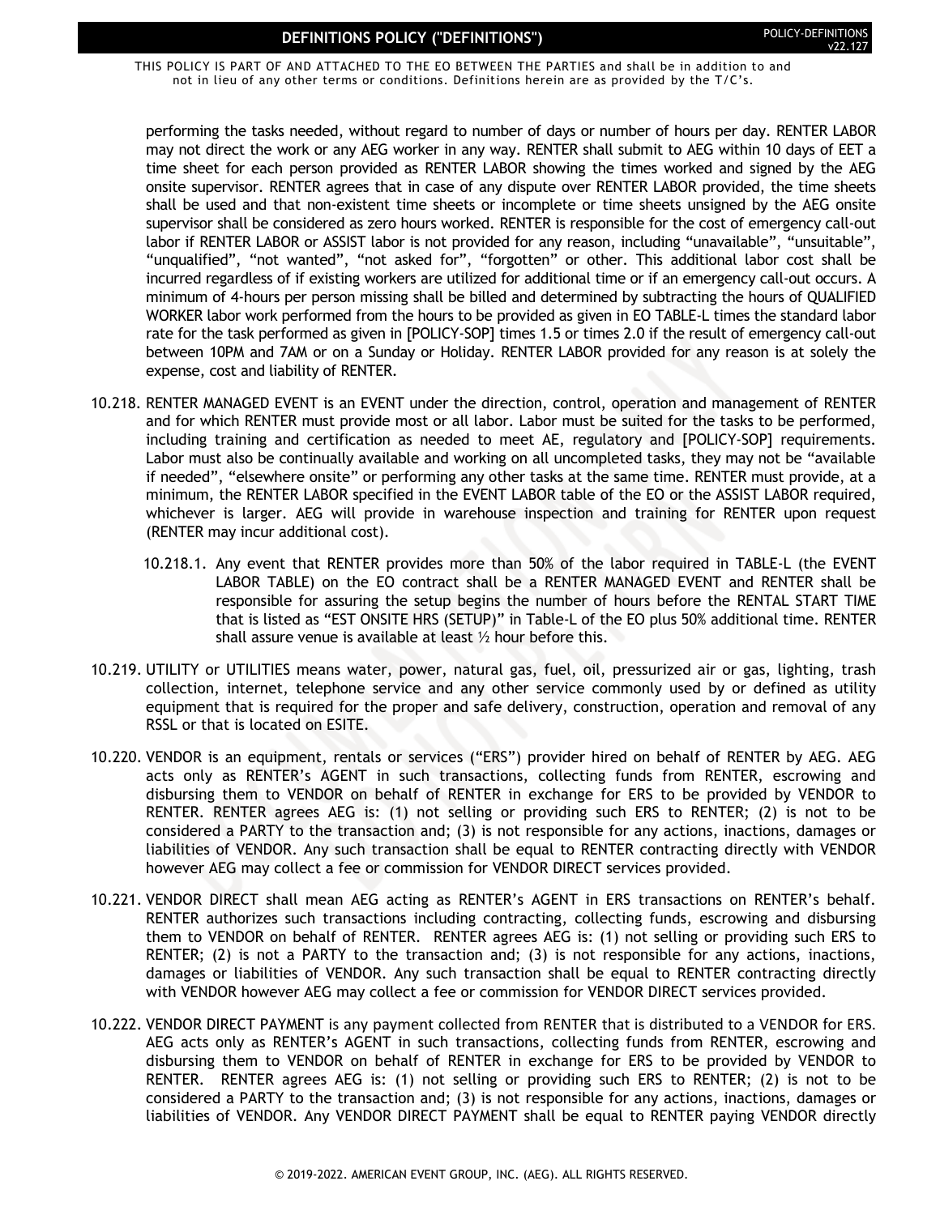performing the tasks needed, without regard to number of days or number of hours per day. RENTER LABOR may not direct the work or any AEG worker in any way. RENTER shall submit to AEG within 10 days of EET a time sheet for each person provided as RENTER LABOR showing the times worked and signed by the AEG onsite supervisor. RENTER agrees that in case of any dispute over RENTER LABOR provided, the time sheets shall be used and that non-existent time sheets or incomplete or time sheets unsigned by the AEG onsite supervisor shall be considered as zero hours worked. RENTER is responsible for the cost of emergency call-out labor if RENTER LABOR or ASSIST labor is not provided for any reason, including "unavailable", "unsuitable", "unqualified", "not wanted", "not asked for", "forgotten" or other. This additional labor cost shall be incurred regardless of if existing workers are utilized for additional time or if an emergency call-out occurs. A minimum of 4-hours per person missing shall be billed and determined by subtracting the hours of QUALIFIED WORKER labor work performed from the hours to be provided as given in EO TABLE-L times the standard labor rate for the task performed as given in [POLICY-SOP] times 1.5 or times 2.0 if the result of emergency call-out between 10PM and 7AM or on a Sunday or Holiday. RENTER LABOR provided for any reason is at solely the expense, cost and liability of RENTER.

10.218. RENTER MANAGED EVENT is an EVENT under the direction, control, operation and management of RENTER and for which RENTER must provide most or all labor. Labor must be suited for the tasks to be performed, including training and certification as needed to meet AE, regulatory and [POLICY-SOP] requirements. Labor must also be continually available and working on all uncompleted tasks, they may not be "available if needed", "elsewhere onsite" or performing any other tasks at the same time. RENTER must provide, at a minimum, the RENTER LABOR specified in the EVENT LABOR table of the EO or the ASSIST LABOR required, whichever is larger. AEG will provide in warehouse inspection and training for RENTER upon request (RENTER may incur additional cost).

10.218.1. Any event that RENTER provides more than 50% of the labor required in TABLE-L (the EVENT LABOR TABLE) on the EO contract shall be a RENTER MANAGED EVENT and RENTER shall be responsible for assuring the setup begins the number of hours before the RENTAL START TIME that is listed as "EST ONSITE HRS (SETUP)" in Table-L of the EO plus 50% additional time. RENTER shall assure venue is available at least ½ hour before this.

10.219. UTILITY or UTILITIES means water, power, natural gas, fuel, oil, pressurized air or gas, lighting, trash collection, internet, telephone service and any other service commonly used by or defined as utility equipment that is required for the proper and safe delivery, construction, operation and removal of any RSSL or that is located on ESITE.

10.220. VENDOR is an equipment, rentals or services ("ERS") provider hired on behalf of RENTER by AEG. AEG acts only as RENTER's AGENT in such transactions, collecting funds from RENTER, escrowing and disbursing them to VENDOR on behalf of RENTER in exchange for ERS to be provided by VENDOR to RENTER. RENTER agrees AEG is: (1) not selling or providing such ERS to RENTER; (2) is not to be considered a PARTY to the transaction and; (3) is not responsible for any actions, inactions, damages or liabilities of VENDOR. Any such transaction shall be equal to RENTER contracting directly with VENDOR however AEG may collect a fee or commission for VENDOR DIRECT services provided.

10.221. VENDOR DIRECT shall mean AEG acting as RENTER's AGENT in ERS transactions on RENTER's behalf. RENTER authorizes such transactions including contracting, collecting funds, escrowing and disbursing them to VENDOR on behalf of RENTER. RENTER agrees AEG is: (1) not selling or providing such ERS to RENTER; (2) is not a PARTY to the transaction and; (3) is not responsible for any actions, inactions, damages or liabilities of VENDOR. Any such transaction shall be equal to RENTER contracting directly with VENDOR however AEG may collect a fee or commission for VENDOR DIRECT services provided.

10.222. VENDOR DIRECT PAYMENT is any payment collected from RENTER that is distributed to a VENDOR for ERS. AEG acts only as RENTER's AGENT in such transactions, collecting funds from RENTER, escrowing and disbursing them to VENDOR on behalf of RENTER in exchange for ERS to be provided by VENDOR to RENTER. RENTER agrees AEG is: (1) not selling or providing such ERS to RENTER; (2) is not to be considered a PARTY to the transaction and; (3) is not responsible for any actions, inactions, damages or liabilities of VENDOR. Any VENDOR DIRECT PAYMENT shall be equal to RENTER paying VENDOR directly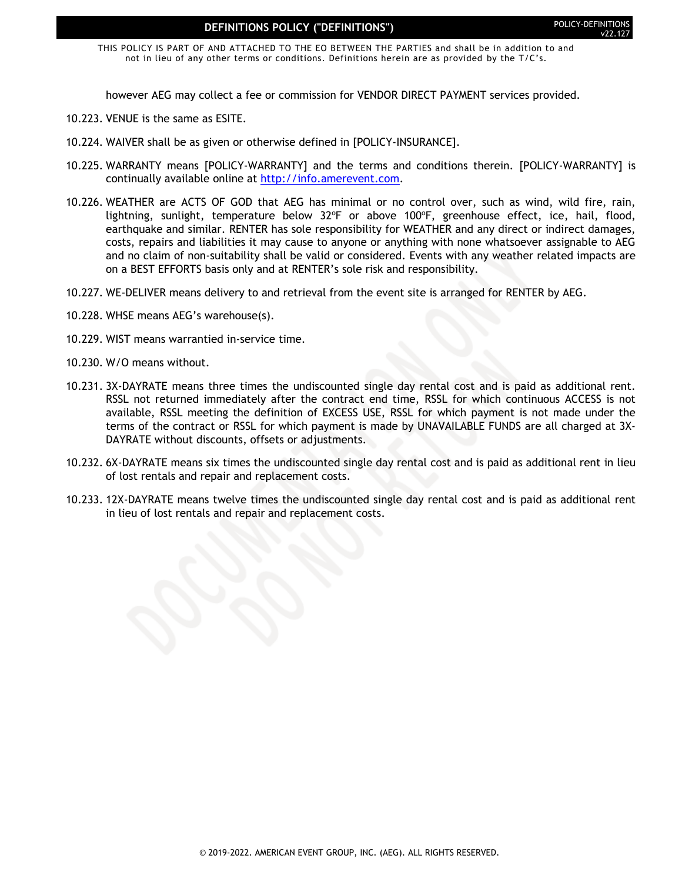however AEG may collect a fee or commission for VENDOR DIRECT PAYMENT services provided.

10.223. VENUE is the same as ESITE.

10.224. WAIVER shall be as given or otherwise defined in [POLICY-INSURANCE].

10.225. WARRANTY means [POLICY-WARRANTY] and the terms and conditions therein. [POLICY-WARRANTY] is continually available online at http://info.amerevent.com.

10.226. WEATHER are ACTS OF GOD that AEG has minimal or no control over, such as wind, wild fire, rain, lightning, sunlight, temperature below 32ºF or above 100ºF, greenhouse effect, ice, hail, flood, earthquake and similar. RENTER has sole responsibility for WEATHER and any direct or indirect damages, costs, repairs and liabilities it may cause to anyone or anything with none whatsoever assignable to AEG and no claim of non-suitability shall be valid or considered. Events with any weather related impacts are on a BEST EFFORTS basis only and at RENTER's sole risk and responsibility.

10.227. WE-DELIVER means delivery to and retrieval from the event site is arranged for RENTER by AEG.

10.228. WHSE means AEG's warehouse(s).

10.229. WIST means warrantied in-service time.

10.230. W/O means without.

10.231. 3X-DAYRATE means three times the undiscounted single day rental cost and is paid as additional rent. RSSL not returned immediately after the contract end time, RSSL for which continuous ACCESS is not available, RSSL meeting the definition of EXCESS USE, RSSL for which payment is not made under the terms of the contract or RSSL for which payment is made by UNAVAILABLE FUNDS are all charged at 3X-DAYRATE without discounts, offsets or adjustments.

10.232. 6X-DAYRATE means six times the undiscounted single day rental cost and is paid as additional rent in lieu of lost rentals and repair and replacement costs.

10.233. 12X-DAYRATE means twelve times the undiscounted single day rental cost and is paid as additional rent in lieu of lost rentals and repair and replacement costs.